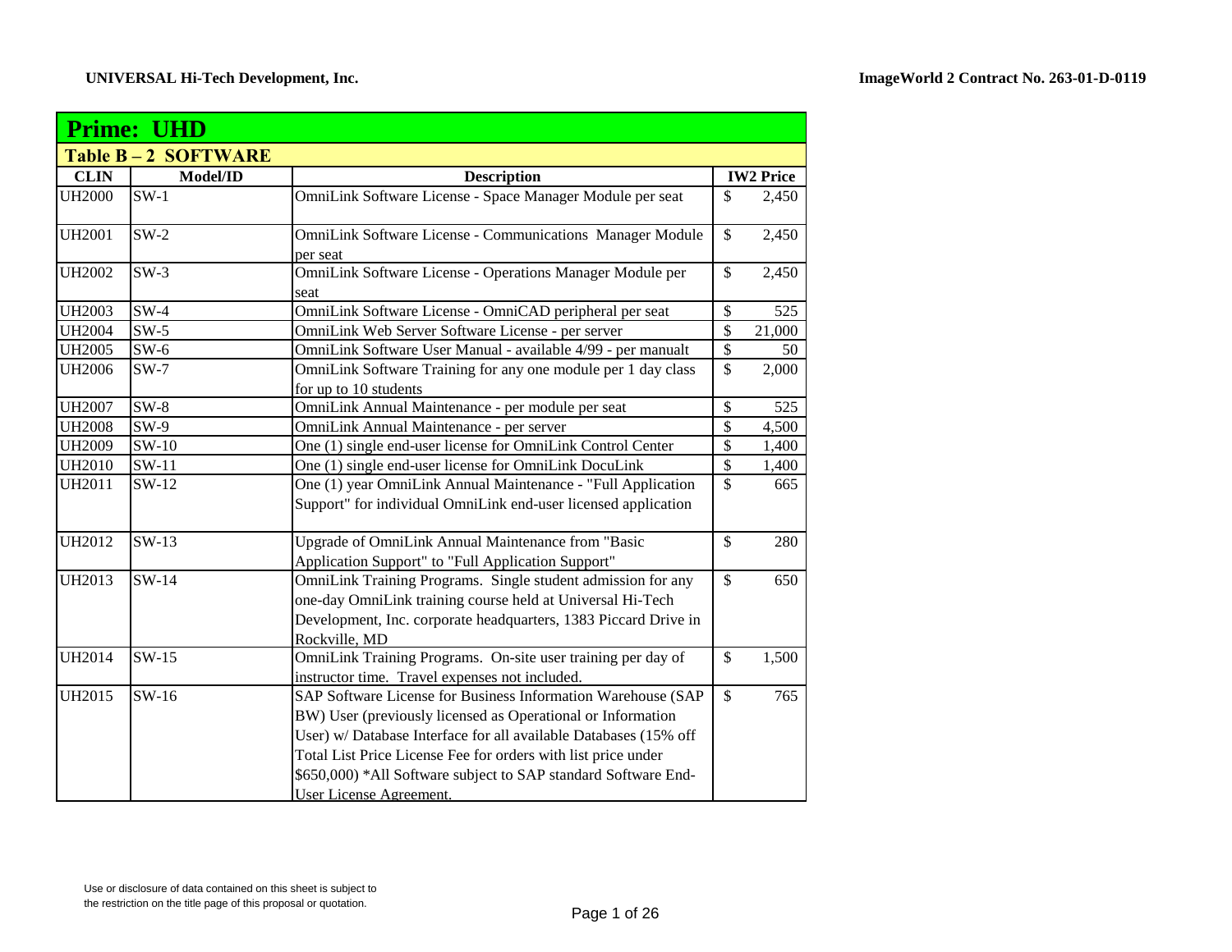UNIVERSAL Hi-Tech Development, Inc.

ImageWorld 2 Contract No. 263-01-D-0119

## Prime: UHD

### Table B – 2 SOFTWARE

| CLIN | Model/ID | Description | IW2 Price |
|---|---|---|---|
| UH2000 | SW-1 | OmniLink Software License - Space Manager Module per seat | $ 2,450 |
| UH2001 | SW-2 | OmniLink Software License - Communications Manager Module per seat | $ 2,450 |
| UH2002 | SW-3 | OmniLink Software License - Operations Manager Module per seat | $ 2,450 |
| UH2003 | SW-4 | OmniLink Software License - OmniCAD peripheral per seat | $ 525 |
| UH2004 | SW-5 | OmniLink Web Server Software License - per server | $ 21,000 |
| UH2005 | SW-6 | OmniLink Software User Manual - available 4/99 - per manualt | $ 50 |
| UH2006 | SW-7 | OmniLink Software Training for any one module per 1 day class for up to 10 students | $ 2,000 |
| UH2007 | SW-8 | OmniLink Annual Maintenance - per module per seat | $ 525 |
| UH2008 | SW-9 | OmniLink Annual Maintenance - per server | $ 4,500 |
| UH2009 | SW-10 | One (1) single end-user license for OmniLink Control Center | $ 1,400 |
| UH2010 | SW-11 | One (1) single end-user license for OmniLink DocuLink | $ 1,400 |
| UH2011 | SW-12 | One (1) year OmniLink Annual Maintenance - "Full Application Support" for individual OmniLink end-user licensed application | $ 665 |
| UH2012 | SW-13 | Upgrade of OmniLink Annual Maintenance from "Basic Application Support" to "Full Application Support" | $ 280 |
| UH2013 | SW-14 | OmniLink Training Programs. Single student admission for any one-day OmniLink training course held at Universal Hi-Tech Development, Inc. corporate headquarters, 1383 Piccard Drive in Rockville, MD | $ 650 |
| UH2014 | SW-15 | OmniLink Training Programs. On-site user training per day of instructor time. Travel expenses not included. | $ 1,500 |
| UH2015 | SW-16 | SAP Software License for Business Information Warehouse (SAP BW) User (previously licensed as Operational or Information User) w/ Database Interface for all available Databases (15% off Total List Price License Fee for orders with list price under $650,000) *All Software subject to SAP standard Software End-User License Agreement. | $ 765 |

Use or disclosure of data contained on this sheet is subject to the restriction on the title page of this proposal or quotation.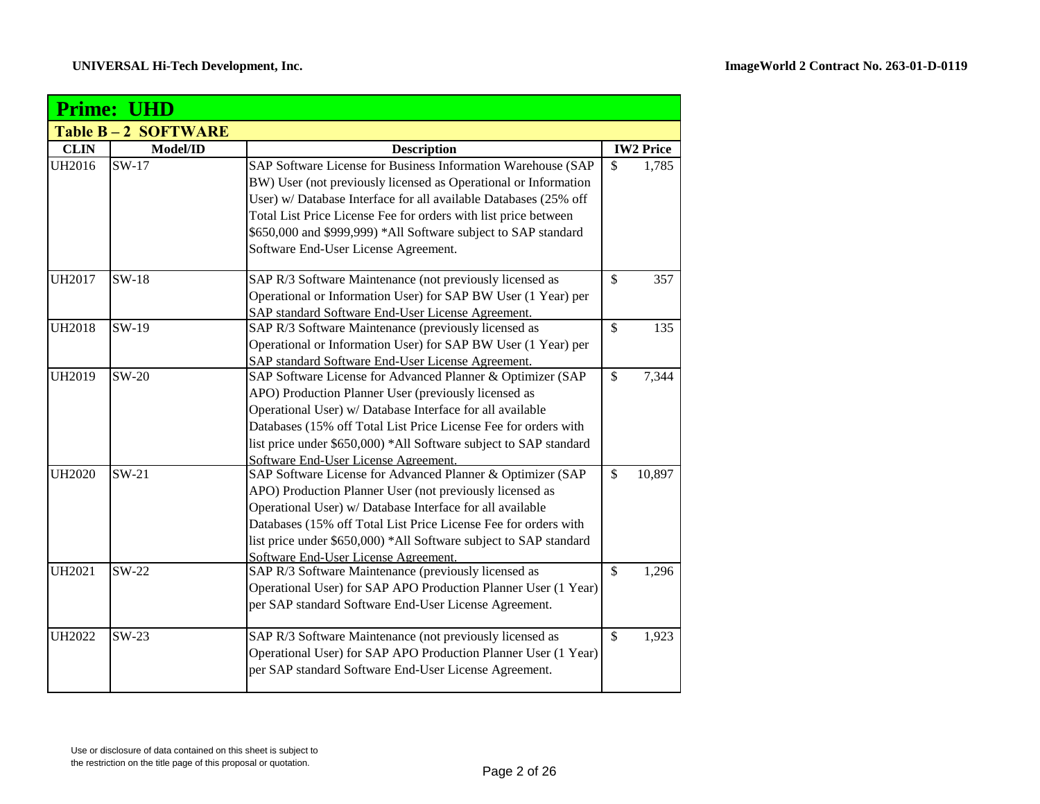**UNIVERSAL Hi-Tech Development, Inc.**

**ImageWorld 2 Contract No. 263-01-D-0119**

## Prime: UHD

### Table B – 2 SOFTWARE

| CLIN | Model/ID | Description | IW2 Price |
|---|---|---|---|
| UH2016 | SW-17 | SAP Software License for Business Information Warehouse (SAP BW) User (not previously licensed as Operational or Information User) w/ Database Interface for all available Databases (25% off Total List Price License Fee for orders with list price between $650,000 and $999,999) *All Software subject to SAP standard Software End-User License Agreement. | $ 1,785 |
| UH2017 | SW-18 | SAP R/3 Software Maintenance (not previously licensed as Operational or Information User) for SAP BW User (1 Year) per SAP standard Software End-User License Agreement. | $ 357 |
| UH2018 | SW-19 | SAP R/3 Software Maintenance (previously licensed as Operational or Information User) for SAP BW User (1 Year) per SAP standard Software End-User License Agreement. | $ 135 |
| UH2019 | SW-20 | SAP Software License for Advanced Planner & Optimizer (SAP APO) Production Planner User (previously licensed as Operational User) w/ Database Interface for all available Databases (15% off Total List Price License Fee for orders with list price under $650,000) *All Software subject to SAP standard Software End-User License Agreement. | $ 7,344 |
| UH2020 | SW-21 | SAP Software License for Advanced Planner & Optimizer (SAP APO) Production Planner User (not previously licensed as Operational User) w/ Database Interface for all available Databases (15% off Total List Price License Fee for orders with list price under $650,000) *All Software subject to SAP standard Software End-User License Agreement. | $ 10,897 |
| UH2021 | SW-22 | SAP R/3 Software Maintenance (previously licensed as Operational User) for SAP APO Production Planner User (1 Year) per SAP standard Software End-User License Agreement. | $ 1,296 |
| UH2022 | SW-23 | SAP R/3 Software Maintenance (not previously licensed as Operational User) for SAP APO Production Planner User (1 Year) per SAP standard Software End-User License Agreement. | $ 1,923 |

Use or disclosure of data contained on this sheet is subject to the restriction on the title page of this proposal or quotation.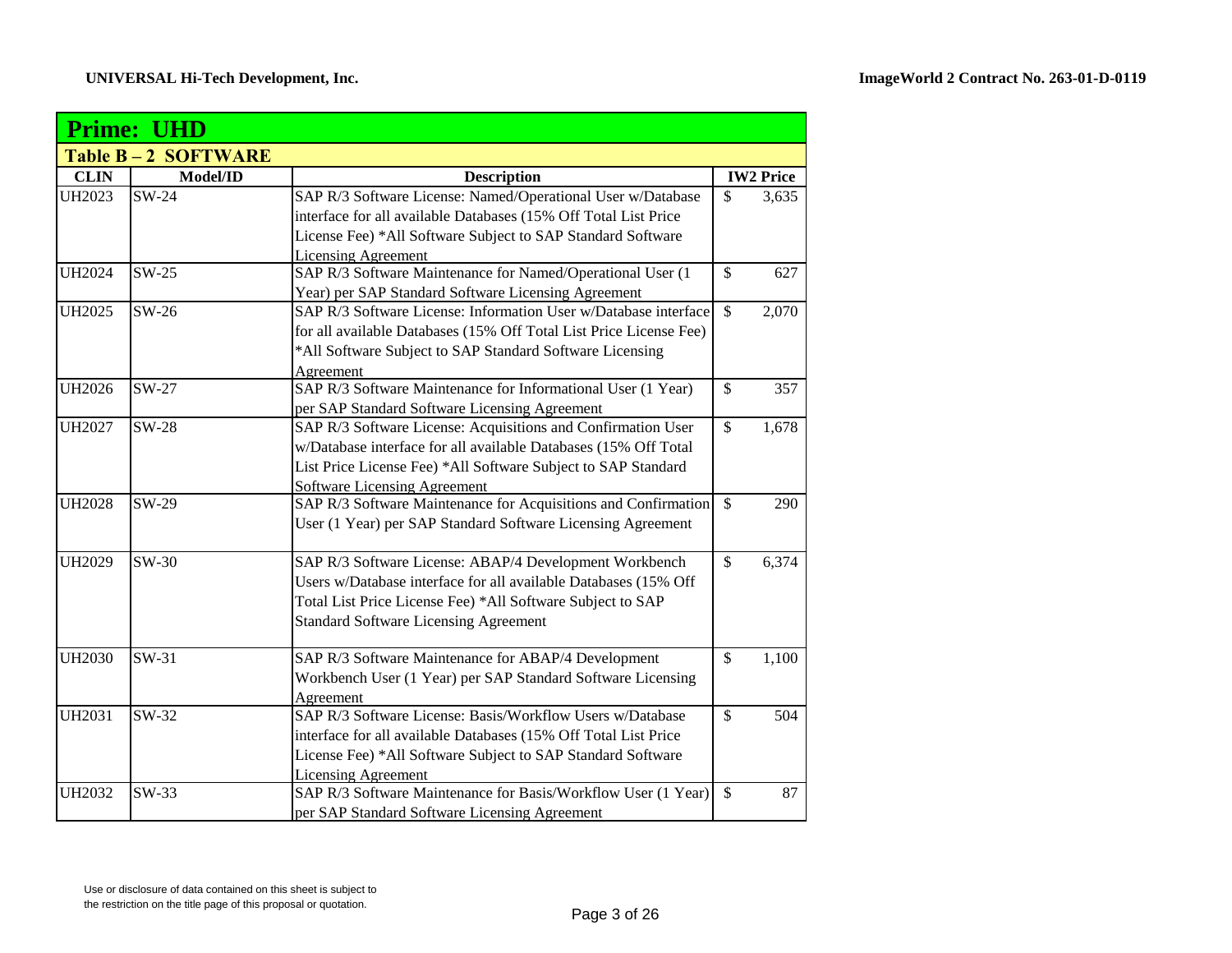## Prime: UHD

### Table B – 2 SOFTWARE

| CLIN | Model/ID | Description | IW2 Price |
|---|---|---|---|
| UH2023 | SW-24 | SAP R/3 Software License: Named/Operational User w/Database interface for all available Databases (15% Off Total List Price License Fee) *All Software Subject to SAP Standard Software Licensing Agreement | $ 3,635 |
| UH2024 | SW-25 | SAP R/3 Software Maintenance for Named/Operational User (1 Year) per SAP Standard Software Licensing Agreement | $ 627 |
| UH2025 | SW-26 | SAP R/3 Software License: Information User w/Database interface for all available Databases (15% Off Total List Price License Fee) *All Software Subject to SAP Standard Software Licensing Agreement | $ 2,070 |
| UH2026 | SW-27 | SAP R/3 Software Maintenance for Informational User (1 Year) per SAP Standard Software Licensing Agreement | $ 357 |
| UH2027 | SW-28 | SAP R/3 Software License: Acquisitions and Confirmation User w/Database interface for all available Databases (15% Off Total List Price License Fee) *All Software Subject to SAP Standard Software Licensing Agreement | $ 1,678 |
| UH2028 | SW-29 | SAP R/3 Software Maintenance for Acquisitions and Confirmation User (1 Year) per SAP Standard Software Licensing Agreement | $ 290 |
| UH2029 | SW-30 | SAP R/3 Software License: ABAP/4 Development Workbench Users w/Database interface for all available Databases (15% Off Total List Price License Fee) *All Software Subject to SAP Standard Software Licensing Agreement | $ 6,374 |
| UH2030 | SW-31 | SAP R/3 Software Maintenance for ABAP/4 Development Workbench User (1 Year) per SAP Standard Software Licensing Agreement | $ 1,100 |
| UH2031 | SW-32 | SAP R/3 Software License: Basis/Workflow Users w/Database interface for all available Databases (15% Off Total List Price License Fee) *All Software Subject to SAP Standard Software Licensing Agreement | $ 504 |
| UH2032 | SW-33 | SAP R/3 Software Maintenance for Basis/Workflow User (1 Year) per SAP Standard Software Licensing Agreement | $ 87 |

Use or disclosure of data contained on this sheet is subject to the restriction on the title page of this proposal or quotation.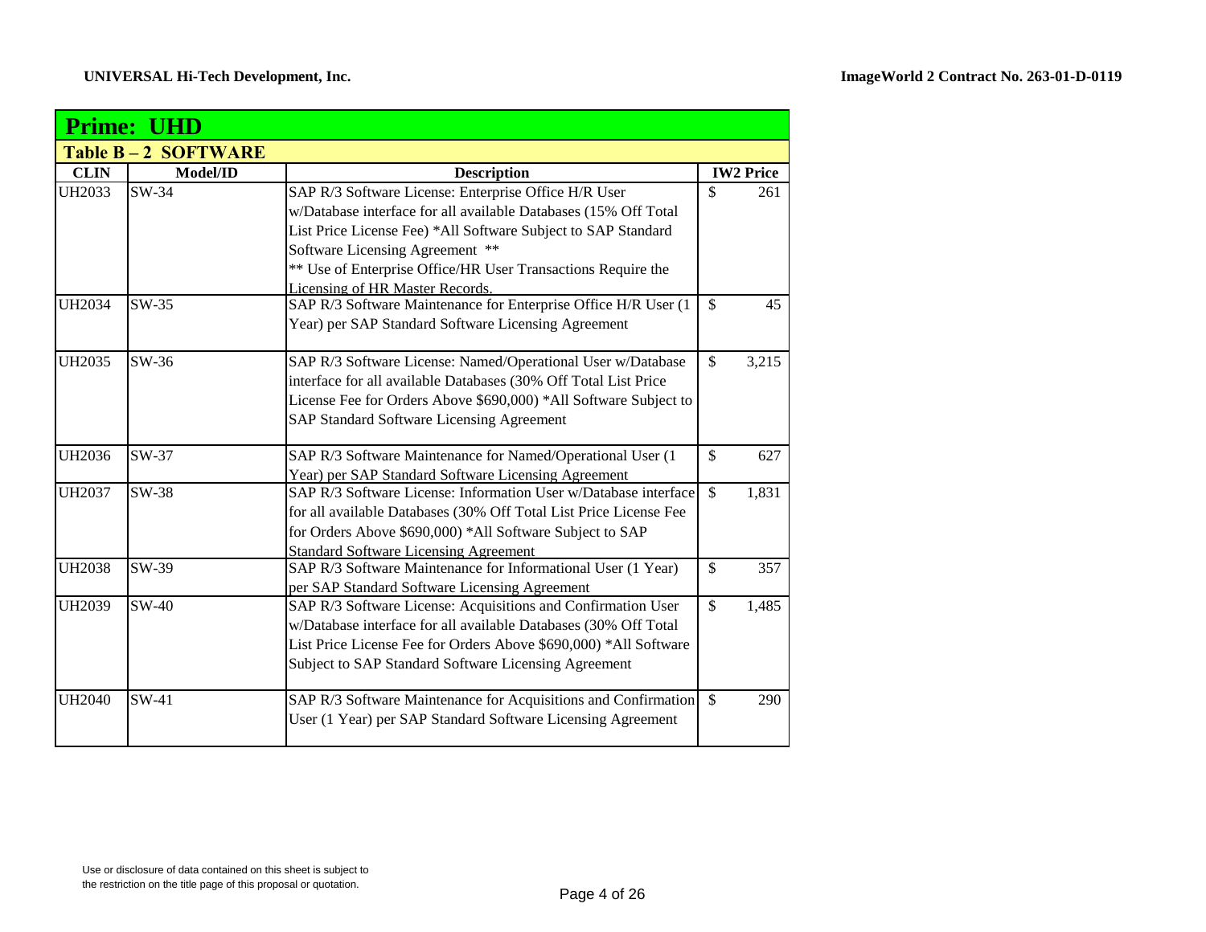## Prime: UHD

### Table B – 2 SOFTWARE

| CLIN | Model/ID | Description | IW2 Price |
|---|---|---|---|
| UH2033 | SW-34 | SAP R/3 Software License: Enterprise Office H/R User w/Database interface for all available Databases (15% Off Total List Price License Fee) *All Software Subject to SAP Standard Software Licensing Agreement ** <br>** Use of Enterprise Office/HR User Transactions Require the Licensing of HR Master Records. | $ 261 |
| UH2034 | SW-35 | SAP R/3 Software Maintenance for Enterprise Office H/R User (1 Year) per SAP Standard Software Licensing Agreement | $ 45 |
| UH2035 | SW-36 | SAP R/3 Software License: Named/Operational User w/Database interface for all available Databases (30% Off Total List Price License Fee for Orders Above $690,000) *All Software Subject to SAP Standard Software Licensing Agreement | $ 3,215 |
| UH2036 | SW-37 | SAP R/3 Software Maintenance for Named/Operational User (1 Year) per SAP Standard Software Licensing Agreement | $ 627 |
| UH2037 | SW-38 | SAP R/3 Software License: Information User w/Database interface for all available Databases (30% Off Total List Price License Fee for Orders Above $690,000) *All Software Subject to SAP Standard Software Licensing Agreement | $ 1,831 |
| UH2038 | SW-39 | SAP R/3 Software Maintenance for Informational User (1 Year) per SAP Standard Software Licensing Agreement | $ 357 |
| UH2039 | SW-40 | SAP R/3 Software License: Acquisitions and Confirmation User w/Database interface for all available Databases (30% Off Total List Price License Fee for Orders Above $690,000) *All Software Subject to SAP Standard Software Licensing Agreement | $ 1,485 |
| UH2040 | SW-41 | SAP R/3 Software Maintenance for Acquisitions and Confirmation User (1 Year) per SAP Standard Software Licensing Agreement | $ 290 |

Use or disclosure of data contained on this sheet is subject to the restriction on the title page of this proposal or quotation.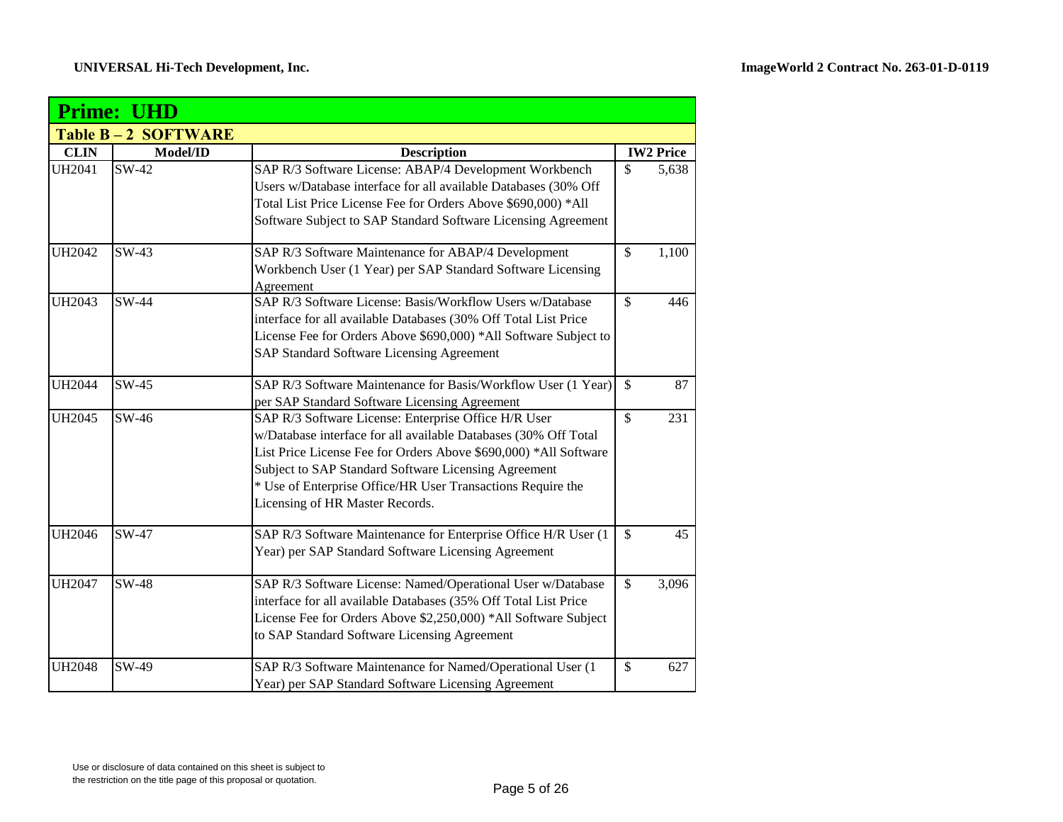## Prime: UHD

### Table B – 2 SOFTWARE

| CLIN | Model/ID | Description | IW2 Price |
|---|---|---|---|
| UH2041 | SW-42 | SAP R/3 Software License: ABAP/4 Development Workbench Users w/Database interface for all available Databases (30% Off Total List Price License Fee for Orders Above $690,000) *All Software Subject to SAP Standard Software Licensing Agreement | $ 5,638 |
| UH2042 | SW-43 | SAP R/3 Software Maintenance for ABAP/4 Development Workbench User (1 Year) per SAP Standard Software Licensing Agreement | $ 1,100 |
| UH2043 | SW-44 | SAP R/3 Software License: Basis/Workflow Users w/Database interface for all available Databases (30% Off Total List Price License Fee for Orders Above $690,000) *All Software Subject to SAP Standard Software Licensing Agreement | $ 446 |
| UH2044 | SW-45 | SAP R/3 Software Maintenance for Basis/Workflow User (1 Year) per SAP Standard Software Licensing Agreement | $ 87 |
| UH2045 | SW-46 | SAP R/3 Software License: Enterprise Office H/R User w/Database interface for all available Databases (30% Off Total List Price License Fee for Orders Above $690,000) *All Software Subject to SAP Standard Software Licensing Agreement * Use of Enterprise Office/HR User Transactions Require the Licensing of HR Master Records. | $ 231 |
| UH2046 | SW-47 | SAP R/3 Software Maintenance for Enterprise Office H/R User (1 Year) per SAP Standard Software Licensing Agreement | $ 45 |
| UH2047 | SW-48 | SAP R/3 Software License: Named/Operational User w/Database interface for all available Databases (35% Off Total List Price License Fee for Orders Above $2,250,000) *All Software Subject to SAP Standard Software Licensing Agreement | $ 3,096 |
| UH2048 | SW-49 | SAP R/3 Software Maintenance for Named/Operational User (1 Year) per SAP Standard Software Licensing Agreement | $ 627 |

Use or disclosure of data contained on this sheet is subject to the restriction on the title page of this proposal or quotation.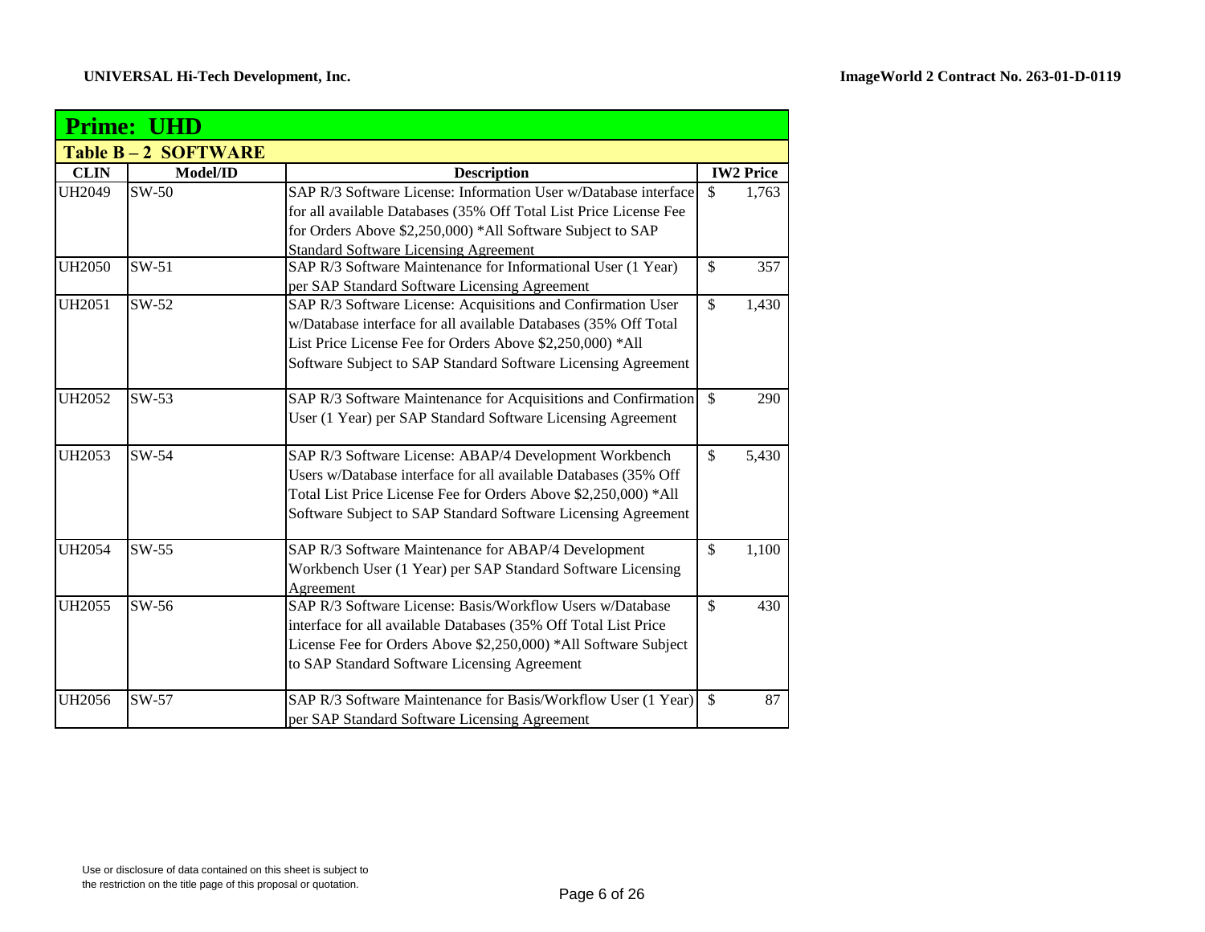## Prime: UHD

### Table B – 2 SOFTWARE

| CLIN | Model/ID | Description | IW2 Price |
|---|---|---|---|
| UH2049 | SW-50 | SAP R/3 Software License: Information User w/Database interface for all available Databases (35% Off Total List Price License Fee for Orders Above $2,250,000) *All Software Subject to SAP Standard Software Licensing Agreement | $ 1,763 |
| UH2050 | SW-51 | SAP R/3 Software Maintenance for Informational User (1 Year) per SAP Standard Software Licensing Agreement | $ 357 |
| UH2051 | SW-52 | SAP R/3 Software License: Acquisitions and Confirmation User w/Database interface for all available Databases (35% Off Total List Price License Fee for Orders Above $2,250,000) *All Software Subject to SAP Standard Software Licensing Agreement | $ 1,430 |
| UH2052 | SW-53 | SAP R/3 Software Maintenance for Acquisitions and Confirmation User (1 Year) per SAP Standard Software Licensing Agreement | $ 290 |
| UH2053 | SW-54 | SAP R/3 Software License: ABAP/4 Development Workbench Users w/Database interface for all available Databases (35% Off Total List Price License Fee for Orders Above $2,250,000) *All Software Subject to SAP Standard Software Licensing Agreement | $ 5,430 |
| UH2054 | SW-55 | SAP R/3 Software Maintenance for ABAP/4 Development Workbench User (1 Year) per SAP Standard Software Licensing Agreement | $ 1,100 |
| UH2055 | SW-56 | SAP R/3 Software License: Basis/Workflow Users w/Database interface for all available Databases (35% Off Total List Price License Fee for Orders Above $2,250,000) *All Software Subject to SAP Standard Software Licensing Agreement | $ 430 |
| UH2056 | SW-57 | SAP R/3 Software Maintenance for Basis/Workflow User (1 Year) per SAP Standard Software Licensing Agreement | $ 87 |

Use or disclosure of data contained on this sheet is subject to the restriction on the title page of this proposal or quotation.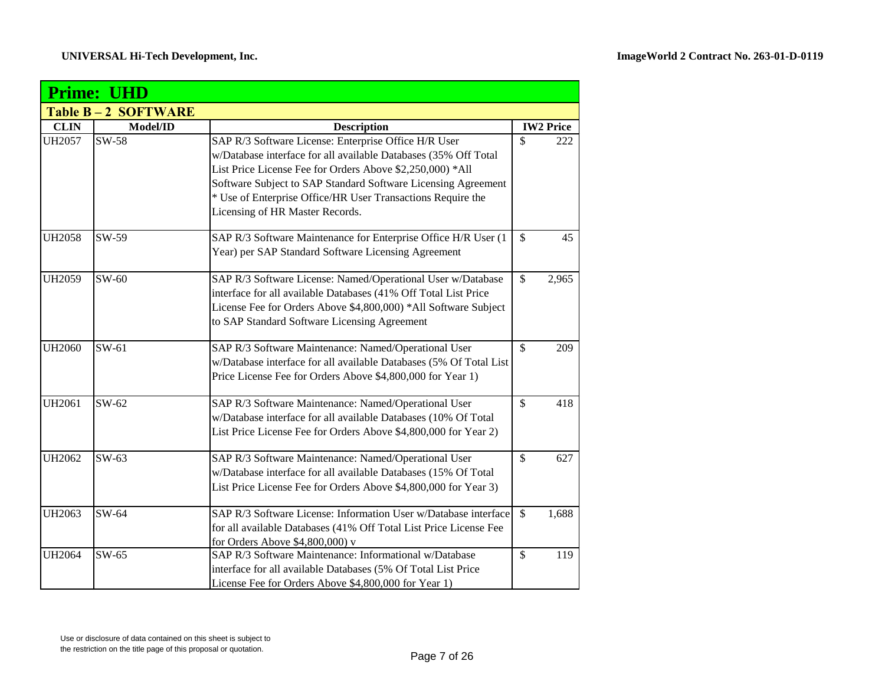## Prime: UHD

### Table B – 2 SOFTWARE

| CLIN | Model/ID | Description | IW2 Price |
|---|---|---|---|
| UH2057 | SW-58 | SAP R/3 Software License: Enterprise Office H/R User w/Database interface for all available Databases (35% Off Total List Price License Fee for Orders Above $2,250,000) *All Software Subject to SAP Standard Software Licensing Agreement * Use of Enterprise Office/HR User Transactions Require the Licensing of HR Master Records. | $ 222 |
| UH2058 | SW-59 | SAP R/3 Software Maintenance for Enterprise Office H/R User (1 Year) per SAP Standard Software Licensing Agreement | $ 45 |
| UH2059 | SW-60 | SAP R/3 Software License: Named/Operational User w/Database interface for all available Databases (41% Off Total List Price License Fee for Orders Above $4,800,000) *All Software Subject to SAP Standard Software Licensing Agreement | $ 2,965 |
| UH2060 | SW-61 | SAP R/3 Software Maintenance: Named/Operational User w/Database interface for all available Databases (5% Of Total List Price License Fee for Orders Above $4,800,000 for Year 1) | $ 209 |
| UH2061 | SW-62 | SAP R/3 Software Maintenance: Named/Operational User w/Database interface for all available Databases (10% Of Total List Price License Fee for Orders Above $4,800,000 for Year 2) | $ 418 |
| UH2062 | SW-63 | SAP R/3 Software Maintenance: Named/Operational User w/Database interface for all available Databases (15% Of Total List Price License Fee for Orders Above $4,800,000 for Year 3) | $ 627 |
| UH2063 | SW-64 | SAP R/3 Software License: Information User w/Database interface for all available Databases (41% Off Total List Price License Fee for Orders Above $4,800,000) v | $ 1,688 |
| UH2064 | SW-65 | SAP R/3 Software Maintenance: Informational w/Database interface for all available Databases (5% Of Total List Price License Fee for Orders Above $4,800,000 for Year 1) | $ 119 |

Use or disclosure of data contained on this sheet is subject to the restriction on the title page of this proposal or quotation.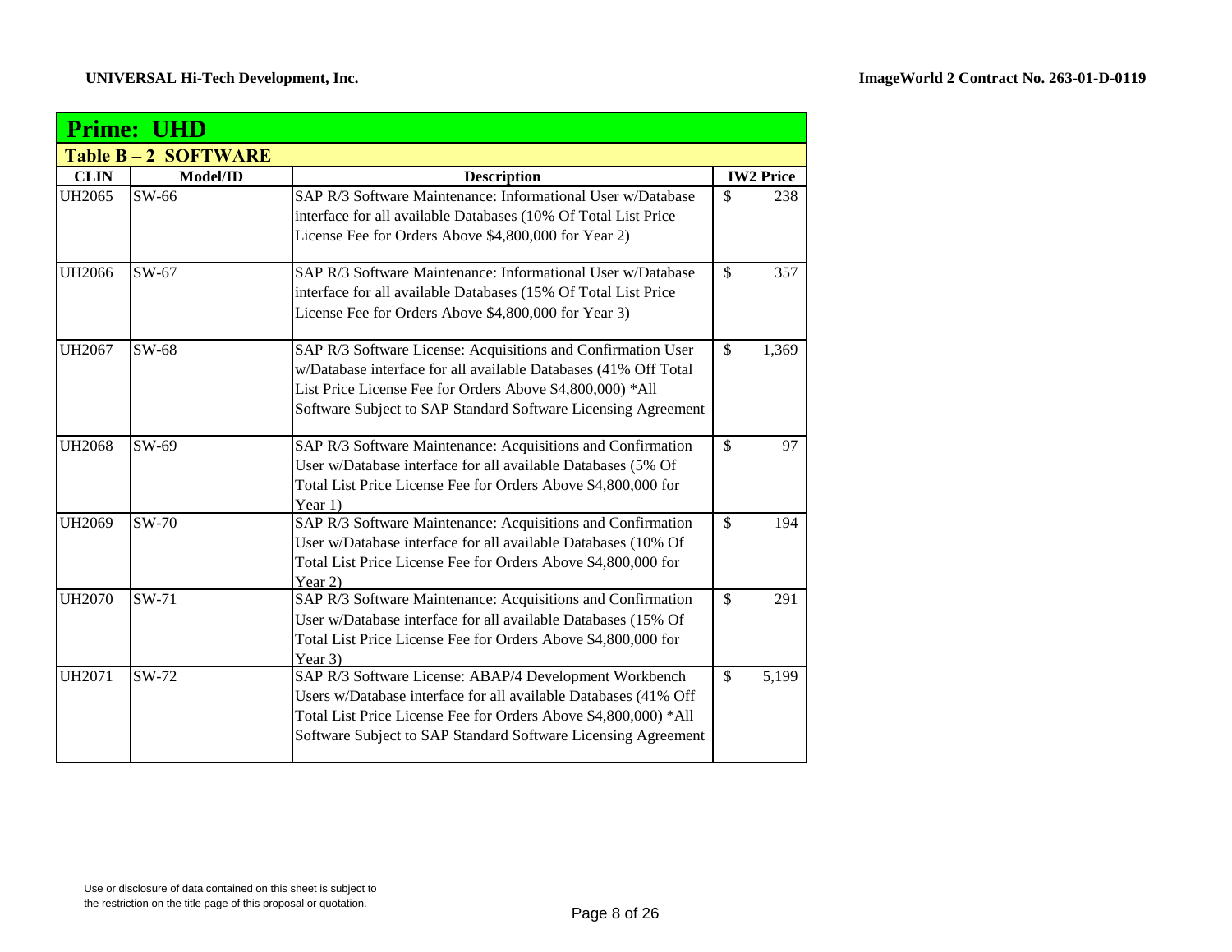## Prime: UHD

### Table B – 2 SOFTWARE

| CLIN | Model/ID | Description | IW2 Price |
|---|---|---|---|
| UH2065 | SW-66 | SAP R/3 Software Maintenance: Informational User w/Database interface for all available Databases (10% Of Total List Price License Fee for Orders Above $4,800,000 for Year 2) | $ 238 |
| UH2066 | SW-67 | SAP R/3 Software Maintenance: Informational User w/Database interface for all available Databases (15% Of Total List Price License Fee for Orders Above $4,800,000 for Year 3) | $ 357 |
| UH2067 | SW-68 | SAP R/3 Software License: Acquisitions and Confirmation User w/Database interface for all available Databases (41% Off Total List Price License Fee for Orders Above $4,800,000) *All Software Subject to SAP Standard Software Licensing Agreement | $ 1,369 |
| UH2068 | SW-69 | SAP R/3 Software Maintenance: Acquisitions and Confirmation User w/Database interface for all available Databases (5% Of Total List Price License Fee for Orders Above $4,800,000 for Year 1) | $ 97 |
| UH2069 | SW-70 | SAP R/3 Software Maintenance: Acquisitions and Confirmation User w/Database interface for all available Databases (10% Of Total List Price License Fee for Orders Above $4,800,000 for Year 2) | $ 194 |
| UH2070 | SW-71 | SAP R/3 Software Maintenance: Acquisitions and Confirmation User w/Database interface for all available Databases (15% Of Total List Price License Fee for Orders Above $4,800,000 for Year 3) | $ 291 |
| UH2071 | SW-72 | SAP R/3 Software License: ABAP/4 Development Workbench Users w/Database interface for all available Databases (41% Off Total List Price License Fee for Orders Above $4,800,000) *All Software Subject to SAP Standard Software Licensing Agreement | $ 5,199 |

Use or disclosure of data contained on this sheet is subject to the restriction on the title page of this proposal or quotation.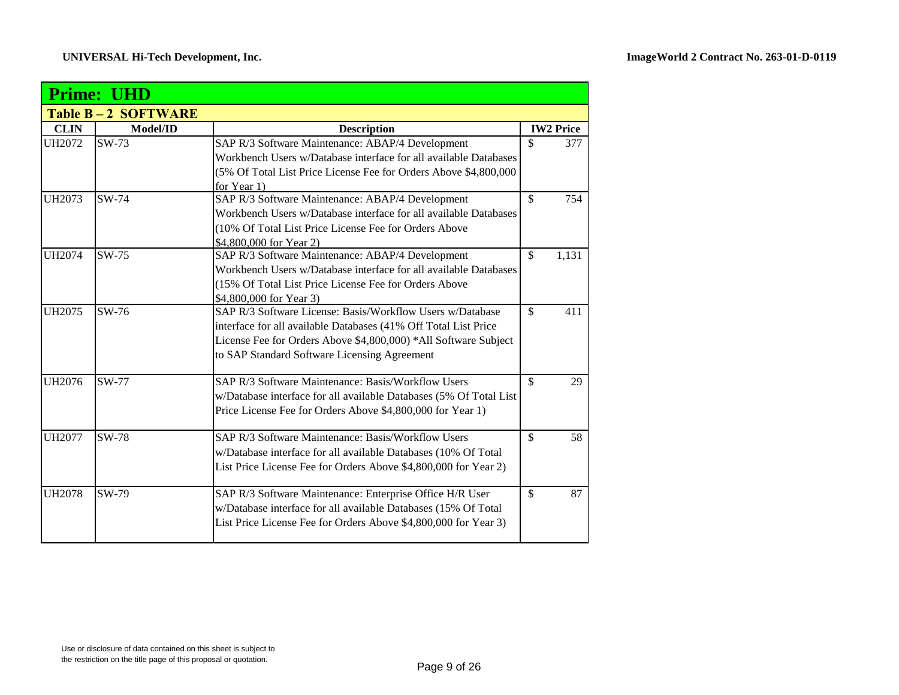## Prime: UHD

### Table B – 2 SOFTWARE

| CLIN | Model/ID | Description | IW2 Price |
|---|---|---|---|
| UH2072 | SW-73 | SAP R/3 Software Maintenance: ABAP/4 Development Workbench Users w/Database interface for all available Databases (5% Of Total List Price License Fee for Orders Above $4,800,000 for Year 1) | $ 377 |
| UH2073 | SW-74 | SAP R/3 Software Maintenance: ABAP/4 Development Workbench Users w/Database interface for all available Databases (10% Of Total List Price License Fee for Orders Above $4,800,000 for Year 2) | $ 754 |
| UH2074 | SW-75 | SAP R/3 Software Maintenance: ABAP/4 Development Workbench Users w/Database interface for all available Databases (15% Of Total List Price License Fee for Orders Above $4,800,000 for Year 3) | $ 1,131 |
| UH2075 | SW-76 | SAP R/3 Software License: Basis/Workflow Users w/Database interface for all available Databases (41% Off Total List Price License Fee for Orders Above $4,800,000) *All Software Subject to SAP Standard Software Licensing Agreement | $ 411 |
| UH2076 | SW-77 | SAP R/3 Software Maintenance: Basis/Workflow Users w/Database interface for all available Databases (5% Of Total List Price License Fee for Orders Above $4,800,000 for Year 1) | $ 29 |
| UH2077 | SW-78 | SAP R/3 Software Maintenance: Basis/Workflow Users w/Database interface for all available Databases (10% Of Total List Price License Fee for Orders Above $4,800,000 for Year 2) | $ 58 |
| UH2078 | SW-79 | SAP R/3 Software Maintenance: Enterprise Office H/R User w/Database interface for all available Databases (15% Of Total List Price License Fee for Orders Above $4,800,000 for Year 3) | $ 87 |

Use or disclosure of data contained on this sheet is subject to the restriction on the title page of this proposal or quotation.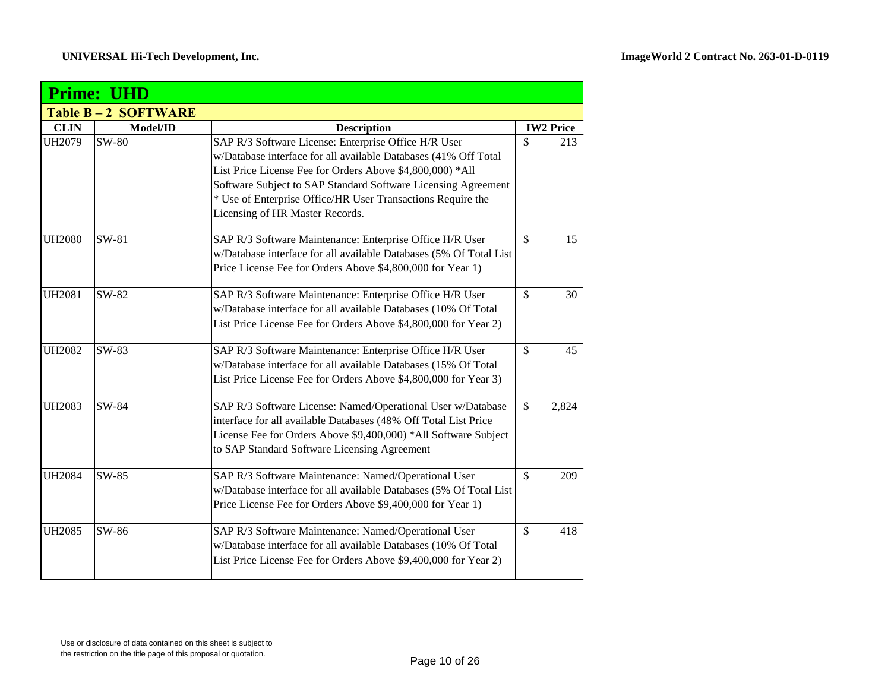## Prime: UHD

### Table B – 2 SOFTWARE

| CLIN | Model/ID | Description | IW2 Price |
|---|---|---|---|
| UH2079 | SW-80 | SAP R/3 Software License: Enterprise Office H/R User w/Database interface for all available Databases (41% Off Total List Price License Fee for Orders Above $4,800,000) *All Software Subject to SAP Standard Software Licensing Agreement * Use of Enterprise Office/HR User Transactions Require the Licensing of HR Master Records. | $ 213 |
| UH2080 | SW-81 | SAP R/3 Software Maintenance: Enterprise Office H/R User w/Database interface for all available Databases (5% Of Total List Price License Fee for Orders Above $4,800,000 for Year 1) | $ 15 |
| UH2081 | SW-82 | SAP R/3 Software Maintenance: Enterprise Office H/R User w/Database interface for all available Databases (10% Of Total List Price License Fee for Orders Above $4,800,000 for Year 2) | $ 30 |
| UH2082 | SW-83 | SAP R/3 Software Maintenance: Enterprise Office H/R User w/Database interface for all available Databases (15% Of Total List Price License Fee for Orders Above $4,800,000 for Year 3) | $ 45 |
| UH2083 | SW-84 | SAP R/3 Software License: Named/Operational User w/Database interface for all available Databases (48% Off Total List Price License Fee for Orders Above $9,400,000) *All Software Subject to SAP Standard Software Licensing Agreement | $ 2,824 |
| UH2084 | SW-85 | SAP R/3 Software Maintenance: Named/Operational User w/Database interface for all available Databases (5% Of Total List Price License Fee for Orders Above $9,400,000 for Year 1) | $ 209 |
| UH2085 | SW-86 | SAP R/3 Software Maintenance: Named/Operational User w/Database interface for all available Databases (10% Of Total List Price License Fee for Orders Above $9,400,000 for Year 2) | $ 418 |

Use or disclosure of data contained on this sheet is subject to the restriction on the title page of this proposal or quotation.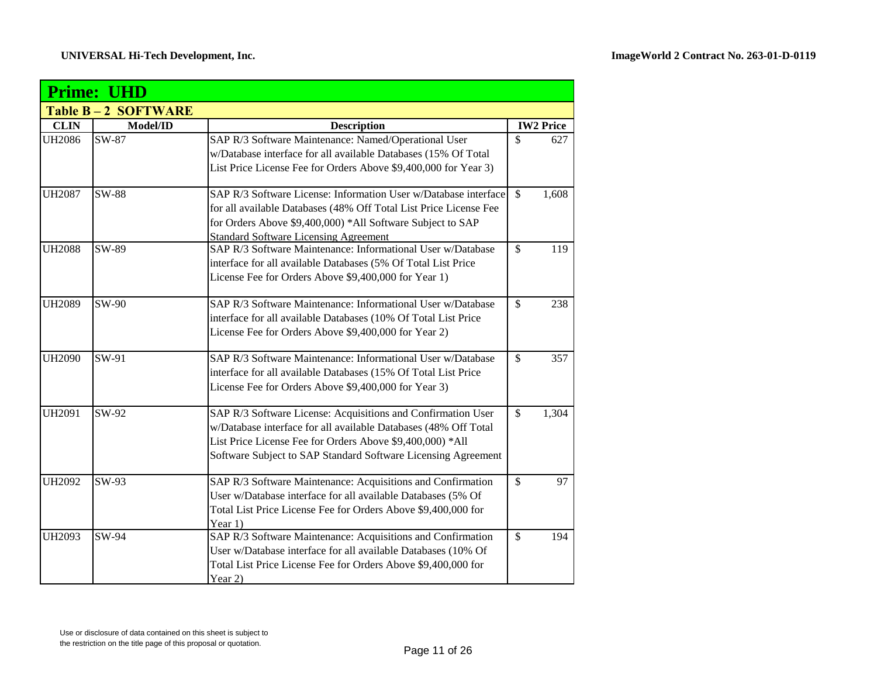## Prime: UHD

### Table B – 2 SOFTWARE

| CLIN | Model/ID | Description | IW2 Price |
|---|---|---|---|
| UH2086 | SW-87 | SAP R/3 Software Maintenance: Named/Operational User w/Database interface for all available Databases (15% Of Total List Price License Fee for Orders Above $9,400,000 for Year 3) | $ 627 |
| UH2087 | SW-88 | SAP R/3 Software License: Information User w/Database interface for all available Databases (48% Off Total List Price License Fee for Orders Above $9,400,000) *All Software Subject to SAP Standard Software Licensing Agreement | $ 1,608 |
| UH2088 | SW-89 | SAP R/3 Software Maintenance: Informational User w/Database interface for all available Databases (5% Of Total List Price License Fee for Orders Above $9,400,000 for Year 1) | $ 119 |
| UH2089 | SW-90 | SAP R/3 Software Maintenance: Informational User w/Database interface for all available Databases (10% Of Total List Price License Fee for Orders Above $9,400,000 for Year 2) | $ 238 |
| UH2090 | SW-91 | SAP R/3 Software Maintenance: Informational User w/Database interface for all available Databases (15% Of Total List Price License Fee for Orders Above $9,400,000 for Year 3) | $ 357 |
| UH2091 | SW-92 | SAP R/3 Software License: Acquisitions and Confirmation User w/Database interface for all available Databases (48% Off Total List Price License Fee for Orders Above $9,400,000) *All Software Subject to SAP Standard Software Licensing Agreement | $ 1,304 |
| UH2092 | SW-93 | SAP R/3 Software Maintenance: Acquisitions and Confirmation User w/Database interface for all available Databases (5% Of Total List Price License Fee for Orders Above $9,400,000 for Year 1) | $ 97 |
| UH2093 | SW-94 | SAP R/3 Software Maintenance: Acquisitions and Confirmation User w/Database interface for all available Databases (10% Of Total List Price License Fee for Orders Above $9,400,000 for Year 2) | $ 194 |

Use or disclosure of data contained on this sheet is subject to the restriction on the title page of this proposal or quotation.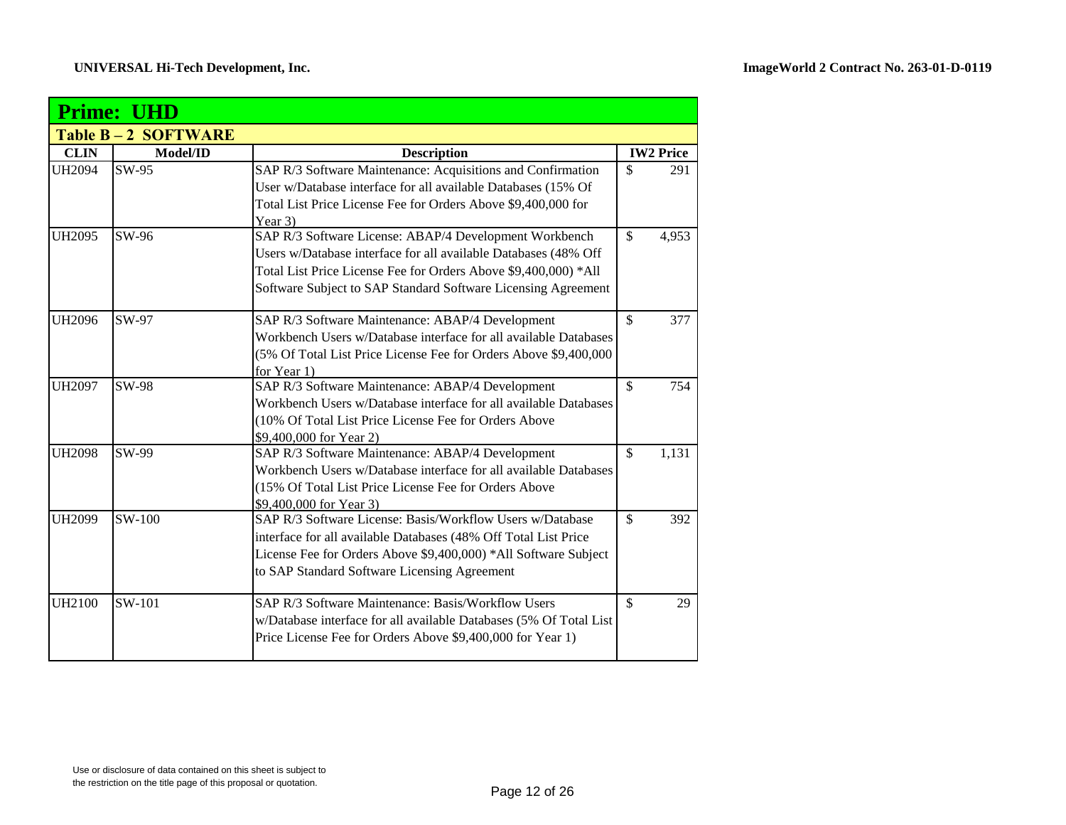**Prime: UHD**

**Table B – 2 SOFTWARE**

| CLIN | Model/ID | Description | IW2 Price |
|---|---|---|---|
| UH2094 | SW-95 | SAP R/3 Software Maintenance: Acquisitions and Confirmation User w/Database interface for all available Databases (15% Of Total List Price License Fee for Orders Above $9,400,000 for Year 3) | $ 291 |
| UH2095 | SW-96 | SAP R/3 Software License: ABAP/4 Development Workbench Users w/Database interface for all available Databases (48% Off Total List Price License Fee for Orders Above $9,400,000) *All Software Subject to SAP Standard Software Licensing Agreement | $ 4,953 |
| UH2096 | SW-97 | SAP R/3 Software Maintenance: ABAP/4 Development Workbench Users w/Database interface for all available Databases (5% Of Total List Price License Fee for Orders Above $9,400,000 for Year 1) | $ 377 |
| UH2097 | SW-98 | SAP R/3 Software Maintenance: ABAP/4 Development Workbench Users w/Database interface for all available Databases (10% Of Total List Price License Fee for Orders Above $9,400,000 for Year 2) | $ 754 |
| UH2098 | SW-99 | SAP R/3 Software Maintenance: ABAP/4 Development Workbench Users w/Database interface for all available Databases (15% Of Total List Price License Fee for Orders Above $9,400,000 for Year 3) | $ 1,131 |
| UH2099 | SW-100 | SAP R/3 Software License: Basis/Workflow Users w/Database interface for all available Databases (48% Off Total List Price License Fee for Orders Above $9,400,000) *All Software Subject to SAP Standard Software Licensing Agreement | $ 392 |
| UH2100 | SW-101 | SAP R/3 Software Maintenance: Basis/Workflow Users w/Database interface for all available Databases (5% Of Total List Price License Fee for Orders Above $9,400,000 for Year 1) | $ 29 |

Use or disclosure of data contained on this sheet is subject to the restriction on the title page of this proposal or quotation.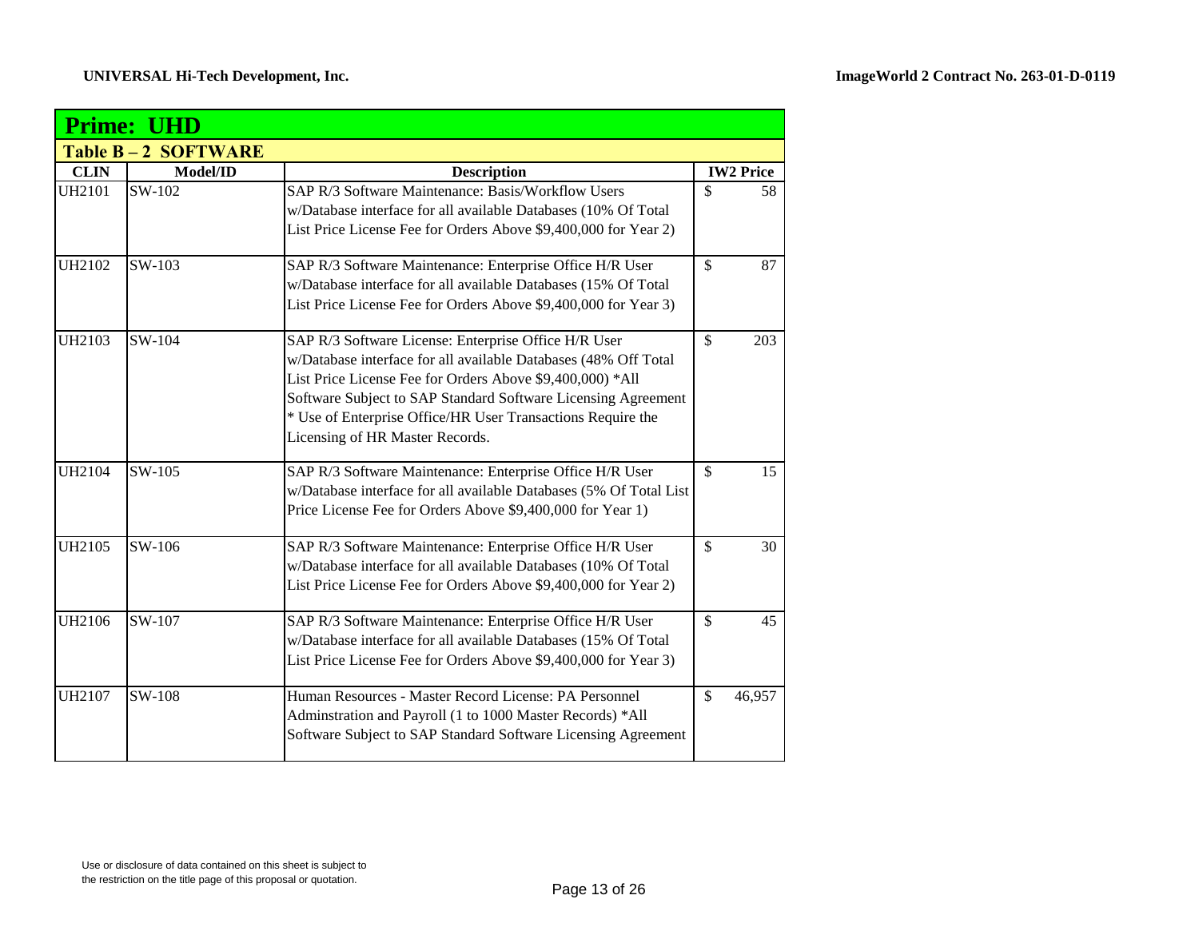| Prime: UHD | | | |
|---|---|---|---|
| **Table B – 2 SOFTWARE** | | | |
| **CLIN** | **Model/ID** | **Description** | **IW2 Price** |
| UH2101 | SW-102 | SAP R/3 Software Maintenance: Basis/Workflow Users w/Database interface for all available Databases (10% Of Total List Price License Fee for Orders Above $9,400,000 for Year 2) | $ 58 |
| UH2102 | SW-103 | SAP R/3 Software Maintenance: Enterprise Office H/R User w/Database interface for all available Databases (15% Of Total List Price License Fee for Orders Above $9,400,000 for Year 3) | $ 87 |
| UH2103 | SW-104 | SAP R/3 Software License: Enterprise Office H/R User w/Database interface for all available Databases (48% Off Total List Price License Fee for Orders Above $9,400,000) *All Software Subject to SAP Standard Software Licensing Agreement * Use of Enterprise Office/HR User Transactions Require the Licensing of HR Master Records. | $ 203 |
| UH2104 | SW-105 | SAP R/3 Software Maintenance: Enterprise Office H/R User w/Database interface for all available Databases (5% Of Total List Price License Fee for Orders Above $9,400,000 for Year 1) | $ 15 |
| UH2105 | SW-106 | SAP R/3 Software Maintenance: Enterprise Office H/R User w/Database interface for all available Databases (10% Of Total List Price License Fee for Orders Above $9,400,000 for Year 2) | $ 30 |
| UH2106 | SW-107 | SAP R/3 Software Maintenance: Enterprise Office H/R User w/Database interface for all available Databases (15% Of Total List Price License Fee for Orders Above $9,400,000 for Year 3) | $ 45 |
| UH2107 | SW-108 | Human Resources - Master Record License: PA Personnel Adminstration and Payroll (1 to 1000 Master Records) *All Software Subject to SAP Standard Software Licensing Agreement | $ 46,957 |

Use or disclosure of data contained on this sheet is subject to the restriction on the title page of this proposal or quotation.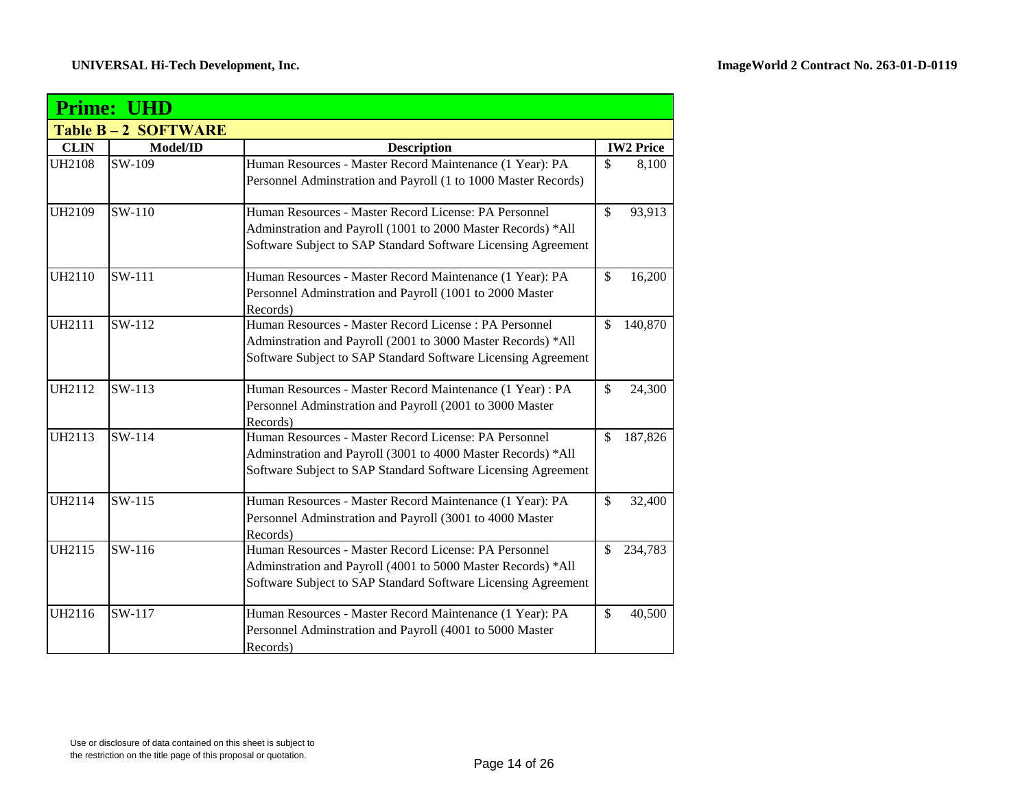## Prime: UHD

### Table B – 2 SOFTWARE

| CLIN | Model/ID | Description | IW2 Price |
|---|---|---|---|
| UH2108 | SW-109 | Human Resources - Master Record Maintenance (1 Year): PA Personnel Adminstration and Payroll (1 to 1000 Master Records) | $ 8,100 |
| UH2109 | SW-110 | Human Resources - Master Record License: PA Personnel Adminstration and Payroll (1001 to 2000 Master Records) *All Software Subject to SAP Standard Software Licensing Agreement | $ 93,913 |
| UH2110 | SW-111 | Human Resources - Master Record Maintenance (1 Year): PA Personnel Adminstration and Payroll (1001 to 2000 Master Records) | $ 16,200 |
| UH2111 | SW-112 | Human Resources - Master Record License : PA Personnel Adminstration and Payroll (2001 to 3000 Master Records) *All Software Subject to SAP Standard Software Licensing Agreement | $ 140,870 |
| UH2112 | SW-113 | Human Resources - Master Record Maintenance (1 Year) : PA Personnel Adminstration and Payroll (2001 to 3000 Master Records) | $ 24,300 |
| UH2113 | SW-114 | Human Resources - Master Record License: PA Personnel Adminstration and Payroll (3001 to 4000 Master Records) *All Software Subject to SAP Standard Software Licensing Agreement | $ 187,826 |
| UH2114 | SW-115 | Human Resources - Master Record Maintenance (1 Year): PA Personnel Adminstration and Payroll (3001 to 4000 Master Records) | $ 32,400 |
| UH2115 | SW-116 | Human Resources - Master Record License: PA Personnel Adminstration and Payroll (4001 to 5000 Master Records) *All Software Subject to SAP Standard Software Licensing Agreement | $ 234,783 |
| UH2116 | SW-117 | Human Resources - Master Record Maintenance (1 Year): PA Personnel Adminstration and Payroll (4001 to 5000 Master Records) | $ 40,500 |

Use or disclosure of data contained on this sheet is subject to the restriction on the title page of this proposal or quotation.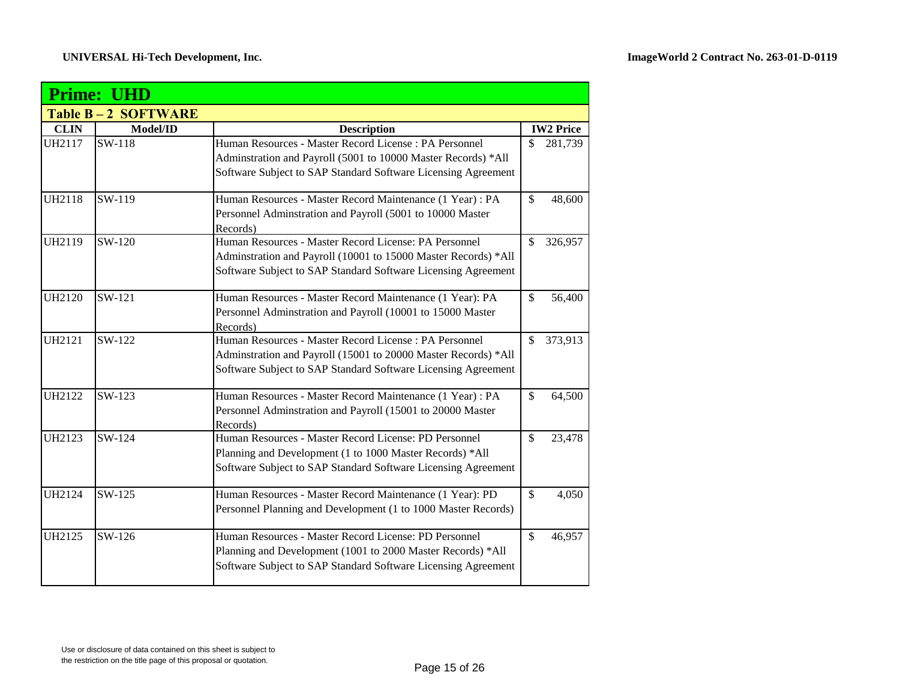UNIVERSAL Hi-Tech Development, Inc.

ImageWorld 2 Contract No. 263-01-D-0119

| **Prime: UHD** | | | |
|---|---|---|---|
| **Table B – 2 SOFTWARE** | | | |
| **CLIN** | **Model/ID** | **Description** | **IW2 Price** |
| UH2117 | SW-118 | Human Resources - Master Record License : PA Personnel Adminstration and Payroll (5001 to 10000 Master Records) *All Software Subject to SAP Standard Software Licensing Agreement | $ 281,739 |
| UH2118 | SW-119 | Human Resources - Master Record Maintenance (1 Year) : PA Personnel Adminstration and Payroll (5001 to 10000 Master Records) | $ 48,600 |
| UH2119 | SW-120 | Human Resources - Master Record License: PA Personnel Adminstration and Payroll (10001 to 15000 Master Records) *All Software Subject to SAP Standard Software Licensing Agreement | $ 326,957 |
| UH2120 | SW-121 | Human Resources - Master Record Maintenance (1 Year): PA Personnel Adminstration and Payroll (10001 to 15000 Master Records) | $ 56,400 |
| UH2121 | SW-122 | Human Resources - Master Record License : PA Personnel Adminstration and Payroll (15001 to 20000 Master Records) *All Software Subject to SAP Standard Software Licensing Agreement | $ 373,913 |
| UH2122 | SW-123 | Human Resources - Master Record Maintenance (1 Year) : PA Personnel Adminstration and Payroll (15001 to 20000 Master Records) | $ 64,500 |
| UH2123 | SW-124 | Human Resources - Master Record License: PD Personnel Planning and Development (1 to 1000 Master Records) *All Software Subject to SAP Standard Software Licensing Agreement | $ 23,478 |
| UH2124 | SW-125 | Human Resources - Master Record Maintenance (1 Year): PD Personnel Planning and Development (1 to 1000 Master Records) | $ 4,050 |
| UH2125 | SW-126 | Human Resources - Master Record License: PD Personnel Planning and Development (1001 to 2000 Master Records) *All Software Subject to SAP Standard Software Licensing Agreement | $ 46,957 |

Use or disclosure of data contained on this sheet is subject to the restriction on the title page of this proposal or quotation.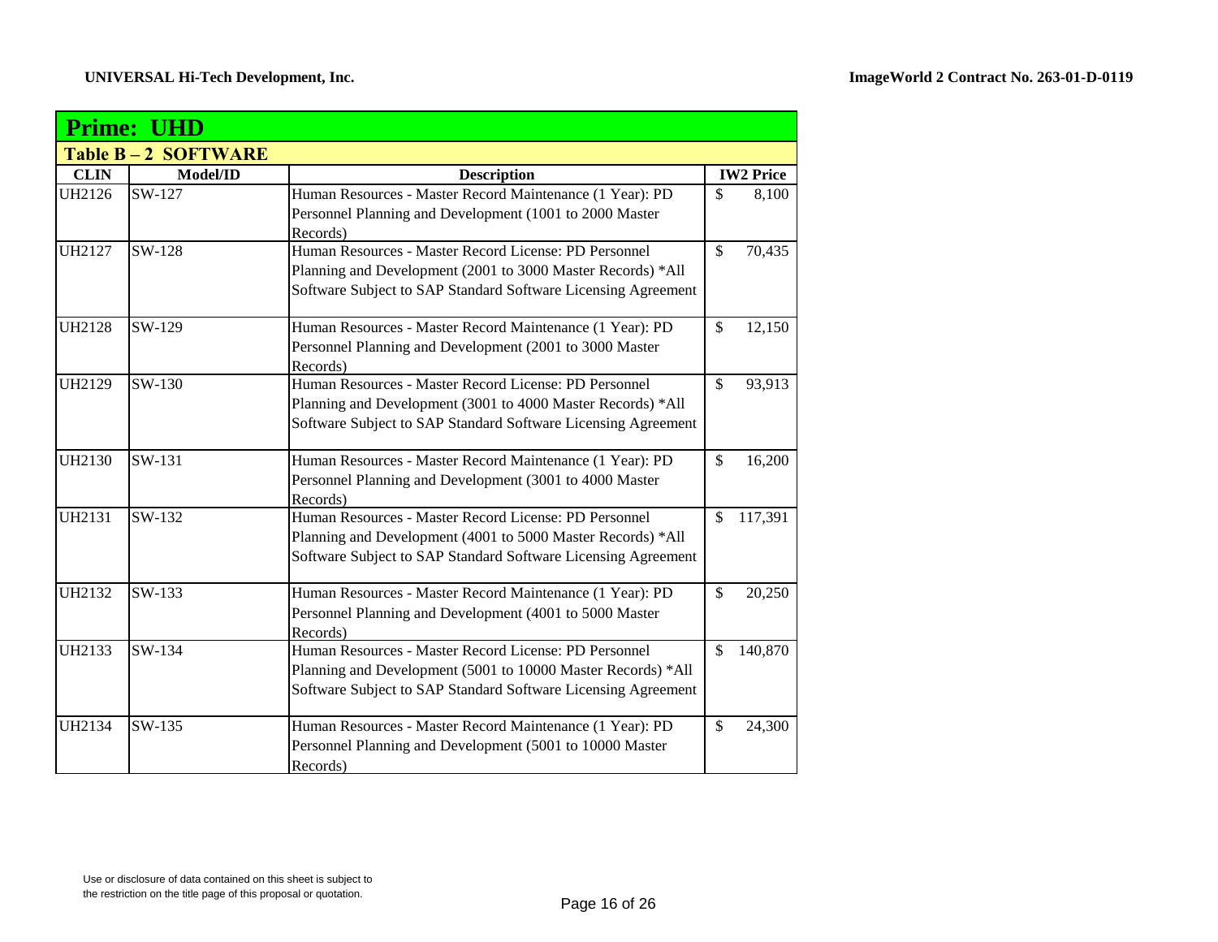## Prime: UHD

### Table B – 2 SOFTWARE

| CLIN | Model/ID | Description | IW2 Price |
|---|---|---|---|
| UH2126 | SW-127 | Human Resources - Master Record Maintenance (1 Year): PD Personnel Planning and Development (1001 to 2000 Master Records) | $ 8,100 |
| UH2127 | SW-128 | Human Resources - Master Record License: PD Personnel Planning and Development (2001 to 3000 Master Records) *All Software Subject to SAP Standard Software Licensing Agreement | $ 70,435 |
| UH2128 | SW-129 | Human Resources - Master Record Maintenance (1 Year): PD Personnel Planning and Development (2001 to 3000 Master Records) | $ 12,150 |
| UH2129 | SW-130 | Human Resources - Master Record License: PD Personnel Planning and Development (3001 to 4000 Master Records) *All Software Subject to SAP Standard Software Licensing Agreement | $ 93,913 |
| UH2130 | SW-131 | Human Resources - Master Record Maintenance (1 Year): PD Personnel Planning and Development (3001 to 4000 Master Records) | $ 16,200 |
| UH2131 | SW-132 | Human Resources - Master Record License: PD Personnel Planning and Development (4001 to 5000 Master Records) *All Software Subject to SAP Standard Software Licensing Agreement | $ 117,391 |
| UH2132 | SW-133 | Human Resources - Master Record Maintenance (1 Year): PD Personnel Planning and Development (4001 to 5000 Master Records) | $ 20,250 |
| UH2133 | SW-134 | Human Resources - Master Record License: PD Personnel Planning and Development (5001 to 10000 Master Records) *All Software Subject to SAP Standard Software Licensing Agreement | $ 140,870 |
| UH2134 | SW-135 | Human Resources - Master Record Maintenance (1 Year): PD Personnel Planning and Development (5001 to 10000 Master Records) | $ 24,300 |

Use or disclosure of data contained on this sheet is subject to the restriction on the title page of this proposal or quotation.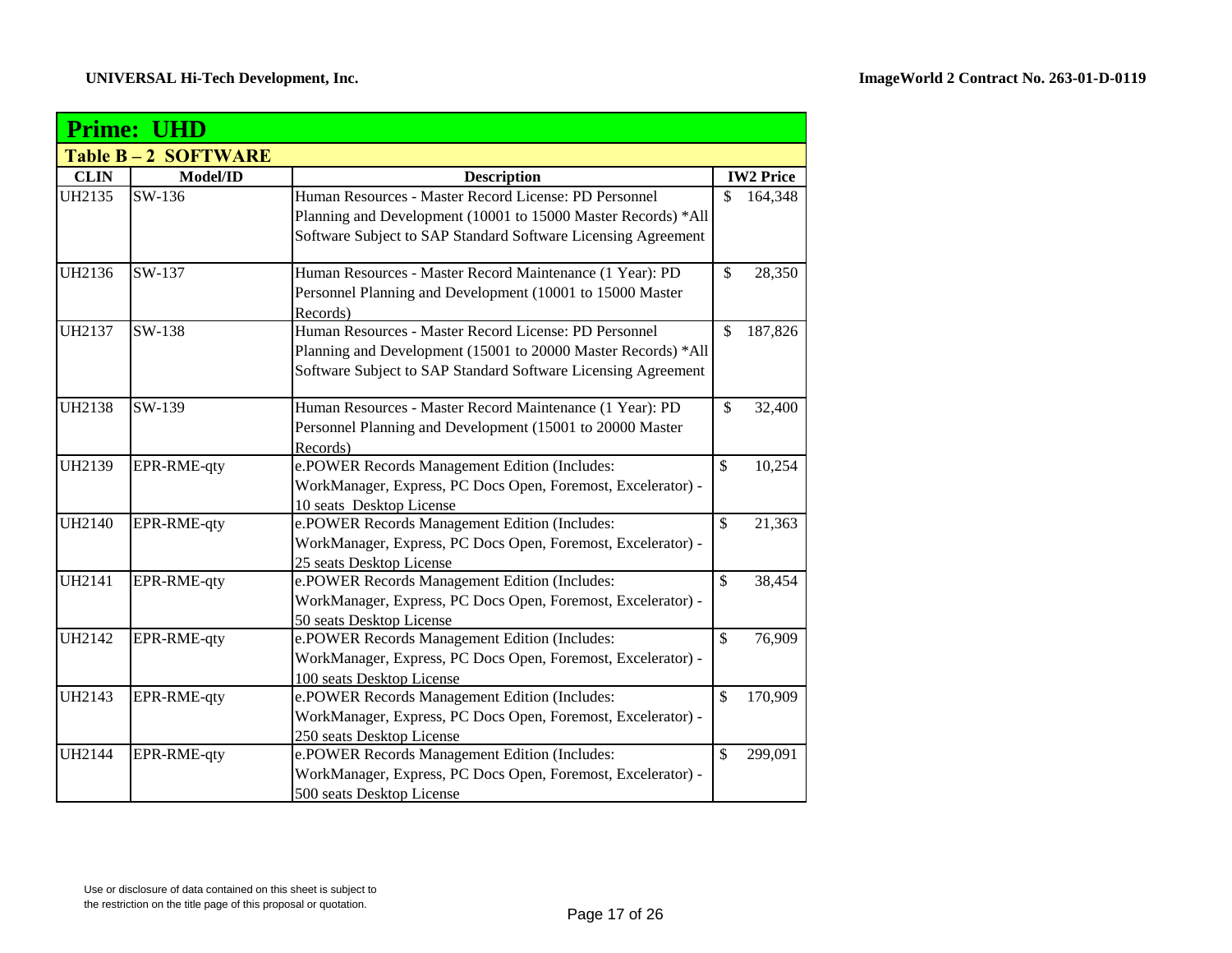## Prime: UHD

### Table B – 2 SOFTWARE

| CLIN | Model/ID | Description | IW2 Price |
|---|---|---|---|
| UH2135 | SW-136 | Human Resources - Master Record License: PD Personnel Planning and Development (10001 to 15000 Master Records) *All Software Subject to SAP Standard Software Licensing Agreement | $ 164,348 |
| UH2136 | SW-137 | Human Resources - Master Record Maintenance (1 Year): PD Personnel Planning and Development (10001 to 15000 Master Records) | $ 28,350 |
| UH2137 | SW-138 | Human Resources - Master Record License: PD Personnel Planning and Development (15001 to 20000 Master Records) *All Software Subject to SAP Standard Software Licensing Agreement | $ 187,826 |
| UH2138 | SW-139 | Human Resources - Master Record Maintenance (1 Year): PD Personnel Planning and Development (15001 to 20000 Master Records) | $ 32,400 |
| UH2139 | EPR-RME-qty | e.POWER Records Management Edition (Includes: WorkManager, Express, PC Docs Open, Foremost, Excelerator) - 10 seats Desktop License | $ 10,254 |
| UH2140 | EPR-RME-qty | e.POWER Records Management Edition (Includes: WorkManager, Express, PC Docs Open, Foremost, Excelerator) - 25 seats Desktop License | $ 21,363 |
| UH2141 | EPR-RME-qty | e.POWER Records Management Edition (Includes: WorkManager, Express, PC Docs Open, Foremost, Excelerator) - 50 seats Desktop License | $ 38,454 |
| UH2142 | EPR-RME-qty | e.POWER Records Management Edition (Includes: WorkManager, Express, PC Docs Open, Foremost, Excelerator) - 100 seats Desktop License | $ 76,909 |
| UH2143 | EPR-RME-qty | e.POWER Records Management Edition (Includes: WorkManager, Express, PC Docs Open, Foremost, Excelerator) - 250 seats Desktop License | $ 170,909 |
| UH2144 | EPR-RME-qty | e.POWER Records Management Edition (Includes: WorkManager, Express, PC Docs Open, Foremost, Excelerator) - 500 seats Desktop License | $ 299,091 |

Use or disclosure of data contained on this sheet is subject to the restriction on the title page of this proposal or quotation.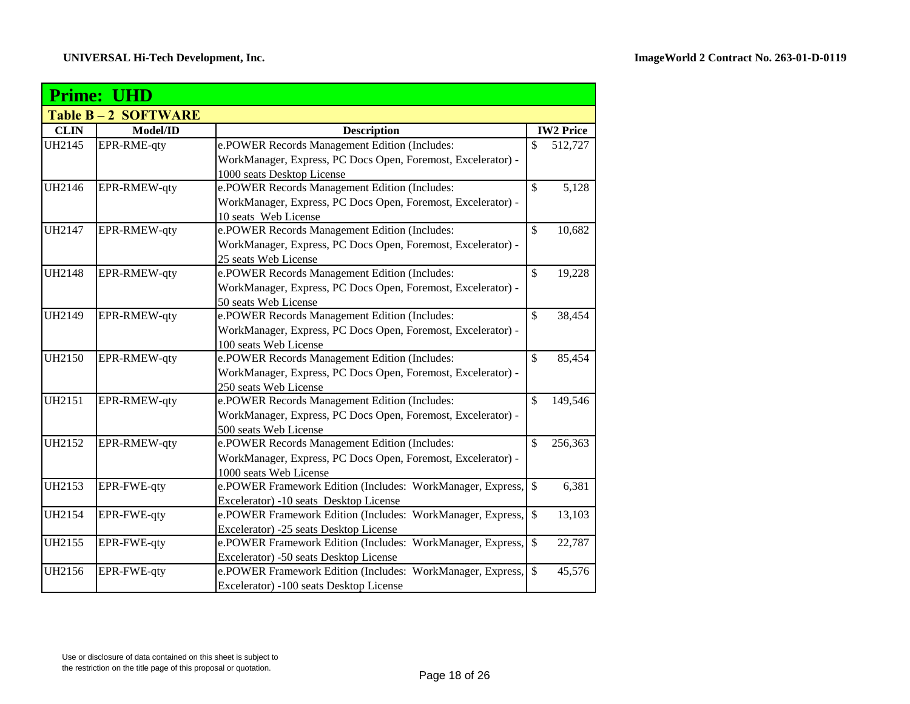## Prime: UHD

### Table B – 2 SOFTWARE

| CLIN | Model/ID | Description | IW2 Price |
|---|---|---|---|
| UH2145 | EPR-RME-qty | e.POWER Records Management Edition (Includes: WorkManager, Express, PC Docs Open, Foremost, Excelerator) - 1000 seats Desktop License | $ 512,727 |
| UH2146 | EPR-RMEW-qty | e.POWER Records Management Edition (Includes: WorkManager, Express, PC Docs Open, Foremost, Excelerator) - 10 seats Web License | $ 5,128 |
| UH2147 | EPR-RMEW-qty | e.POWER Records Management Edition (Includes: WorkManager, Express, PC Docs Open, Foremost, Excelerator) - 25 seats Web License | $ 10,682 |
| UH2148 | EPR-RMEW-qty | e.POWER Records Management Edition (Includes: WorkManager, Express, PC Docs Open, Foremost, Excelerator) - 50 seats Web License | $ 19,228 |
| UH2149 | EPR-RMEW-qty | e.POWER Records Management Edition (Includes: WorkManager, Express, PC Docs Open, Foremost, Excelerator) - 100 seats Web License | $ 38,454 |
| UH2150 | EPR-RMEW-qty | e.POWER Records Management Edition (Includes: WorkManager, Express, PC Docs Open, Foremost, Excelerator) - 250 seats Web License | $ 85,454 |
| UH2151 | EPR-RMEW-qty | e.POWER Records Management Edition (Includes: WorkManager, Express, PC Docs Open, Foremost, Excelerator) - 500 seats Web License | $ 149,546 |
| UH2152 | EPR-RMEW-qty | e.POWER Records Management Edition (Includes: WorkManager, Express, PC Docs Open, Foremost, Excelerator) - 1000 seats Web License | $ 256,363 |
| UH2153 | EPR-FWE-qty | e.POWER Framework Edition (Includes: WorkManager, Express, Excelerator) -10 seats Desktop License | $ 6,381 |
| UH2154 | EPR-FWE-qty | e.POWER Framework Edition (Includes: WorkManager, Express, Excelerator) -25 seats Desktop License | $ 13,103 |
| UH2155 | EPR-FWE-qty | e.POWER Framework Edition (Includes: WorkManager, Express, Excelerator) -50 seats Desktop License | $ 22,787 |
| UH2156 | EPR-FWE-qty | e.POWER Framework Edition (Includes: WorkManager, Express, Excelerator) -100 seats Desktop License | $ 45,576 |

Use or disclosure of data contained on this sheet is subject to the restriction on the title page of this proposal or quotation.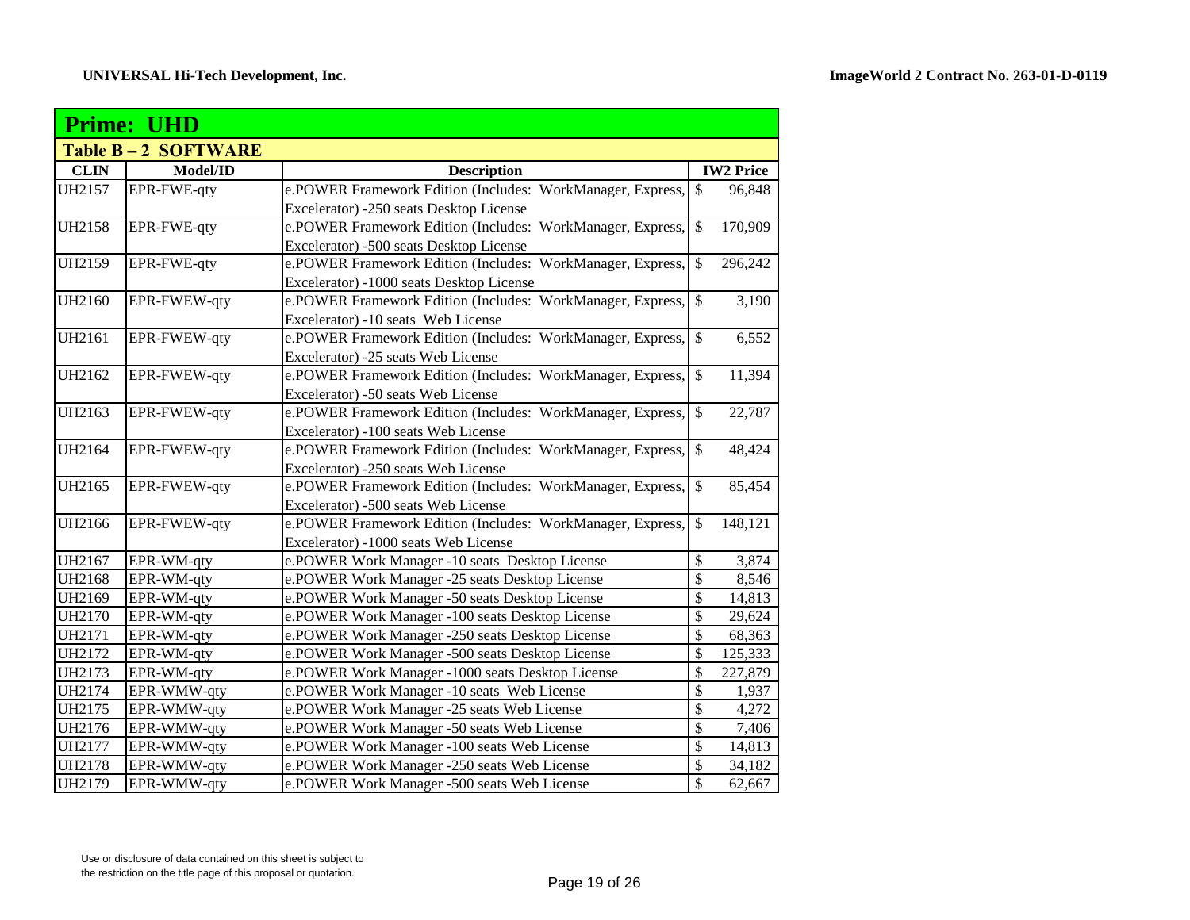UNIVERSAL Hi-Tech Development, Inc.

ImageWorld 2 Contract No. 263-01-D-0119

## Prime: UHD

### Table B – 2 SOFTWARE

| CLIN | Model/ID | Description | IW2 Price |
|---|---|---|---|
| UH2157 | EPR-FWE-qty | e.POWER Framework Edition (Includes: WorkManager, Express, Excelerator) -250 seats Desktop License | $ 96,848 |
| UH2158 | EPR-FWE-qty | e.POWER Framework Edition (Includes: WorkManager, Express, Excelerator) -500 seats Desktop License | $ 170,909 |
| UH2159 | EPR-FWE-qty | e.POWER Framework Edition (Includes: WorkManager, Express, Excelerator) -1000 seats Desktop License | $ 296,242 |
| UH2160 | EPR-FWEW-qty | e.POWER Framework Edition (Includes: WorkManager, Express, Excelerator) -10 seats Web License | $ 3,190 |
| UH2161 | EPR-FWEW-qty | e.POWER Framework Edition (Includes: WorkManager, Express, Excelerator) -25 seats Web License | $ 6,552 |
| UH2162 | EPR-FWEW-qty | e.POWER Framework Edition (Includes: WorkManager, Express, Excelerator) -50 seats Web License | $ 11,394 |
| UH2163 | EPR-FWEW-qty | e.POWER Framework Edition (Includes: WorkManager, Express, Excelerator) -100 seats Web License | $ 22,787 |
| UH2164 | EPR-FWEW-qty | e.POWER Framework Edition (Includes: WorkManager, Express, Excelerator) -250 seats Web License | $ 48,424 |
| UH2165 | EPR-FWEW-qty | e.POWER Framework Edition (Includes: WorkManager, Express, Excelerator) -500 seats Web License | $ 85,454 |
| UH2166 | EPR-FWEW-qty | e.POWER Framework Edition (Includes: WorkManager, Express, Excelerator) -1000 seats Web License | $ 148,121 |
| UH2167 | EPR-WM-qty | e.POWER Work Manager -10 seats Desktop License | $ 3,874 |
| UH2168 | EPR-WM-qty | e.POWER Work Manager -25 seats Desktop License | $ 8,546 |
| UH2169 | EPR-WM-qty | e.POWER Work Manager -50 seats Desktop License | $ 14,813 |
| UH2170 | EPR-WM-qty | e.POWER Work Manager -100 seats Desktop License | $ 29,624 |
| UH2171 | EPR-WM-qty | e.POWER Work Manager -250 seats Desktop License | $ 68,363 |
| UH2172 | EPR-WM-qty | e.POWER Work Manager -500 seats Desktop License | $ 125,333 |
| UH2173 | EPR-WM-qty | e.POWER Work Manager -1000 seats Desktop License | $ 227,879 |
| UH2174 | EPR-WMW-qty | e.POWER Work Manager -10 seats Web License | $ 1,937 |
| UH2175 | EPR-WMW-qty | e.POWER Work Manager -25 seats Web License | $ 4,272 |
| UH2176 | EPR-WMW-qty | e.POWER Work Manager -50 seats Web License | $ 7,406 |
| UH2177 | EPR-WMW-qty | e.POWER Work Manager -100 seats Web License | $ 14,813 |
| UH2178 | EPR-WMW-qty | e.POWER Work Manager -250 seats Web License | $ 34,182 |
| UH2179 | EPR-WMW-qty | e.POWER Work Manager -500 seats Web License | $ 62,667 |

Use or disclosure of data contained on this sheet is subject to the restriction on the title page of this proposal or quotation.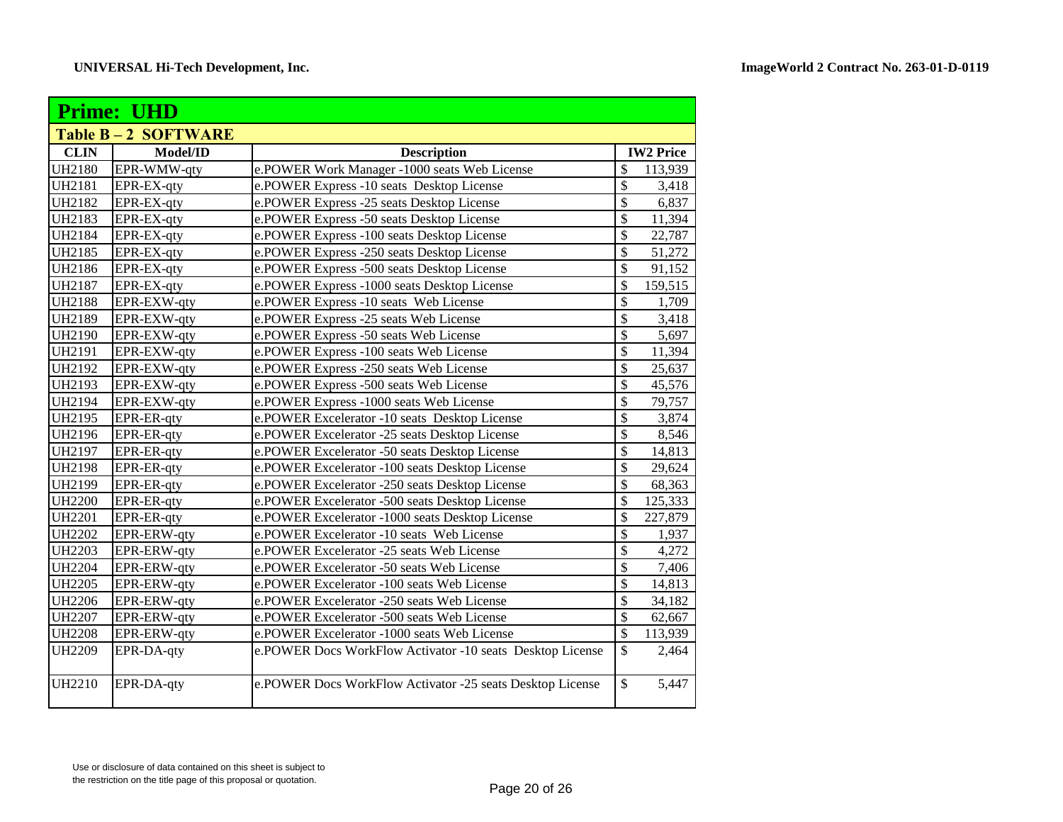**UNIVERSAL Hi-Tech Development, Inc.** **ImageWorld 2 Contract No. 263-01-D-0119**

## Prime: UHD

### Table B – 2 SOFTWARE

| CLIN | Model/ID | Description | IW2 Price |
|---|---|---|---|
| UH2180 | EPR-WMW-qty | e.POWER Work Manager -1000 seats Web License | $ 113,939 |
| UH2181 | EPR-EX-qty | e.POWER Express -10 seats Desktop License | $ 3,418 |
| UH2182 | EPR-EX-qty | e.POWER Express -25 seats Desktop License | $ 6,837 |
| UH2183 | EPR-EX-qty | e.POWER Express -50 seats Desktop License | $ 11,394 |
| UH2184 | EPR-EX-qty | e.POWER Express -100 seats Desktop License | $ 22,787 |
| UH2185 | EPR-EX-qty | e.POWER Express -250 seats Desktop License | $ 51,272 |
| UH2186 | EPR-EX-qty | e.POWER Express -500 seats Desktop License | $ 91,152 |
| UH2187 | EPR-EX-qty | e.POWER Express -1000 seats Desktop License | $ 159,515 |
| UH2188 | EPR-EXW-qty | e.POWER Express -10 seats Web License | $ 1,709 |
| UH2189 | EPR-EXW-qty | e.POWER Express -25 seats Web License | $ 3,418 |
| UH2190 | EPR-EXW-qty | e.POWER Express -50 seats Web License | $ 5,697 |
| UH2191 | EPR-EXW-qty | e.POWER Express -100 seats Web License | $ 11,394 |
| UH2192 | EPR-EXW-qty | e.POWER Express -250 seats Web License | $ 25,637 |
| UH2193 | EPR-EXW-qty | e.POWER Express -500 seats Web License | $ 45,576 |
| UH2194 | EPR-EXW-qty | e.POWER Express -1000 seats Web License | $ 79,757 |
| UH2195 | EPR-ER-qty | e.POWER Excelerator -10 seats Desktop License | $ 3,874 |
| UH2196 | EPR-ER-qty | e.POWER Excelerator -25 seats Desktop License | $ 8,546 |
| UH2197 | EPR-ER-qty | e.POWER Excelerator -50 seats Desktop License | $ 14,813 |
| UH2198 | EPR-ER-qty | e.POWER Excelerator -100 seats Desktop License | $ 29,624 |
| UH2199 | EPR-ER-qty | e.POWER Excelerator -250 seats Desktop License | $ 68,363 |
| UH2200 | EPR-ER-qty | e.POWER Excelerator -500 seats Desktop License | $ 125,333 |
| UH2201 | EPR-ER-qty | e.POWER Excelerator -1000 seats Desktop License | $ 227,879 |
| UH2202 | EPR-ERW-qty | e.POWER Excelerator -10 seats Web License | $ 1,937 |
| UH2203 | EPR-ERW-qty | e.POWER Excelerator -25 seats Web License | $ 4,272 |
| UH2204 | EPR-ERW-qty | e.POWER Excelerator -50 seats Web License | $ 7,406 |
| UH2205 | EPR-ERW-qty | e.POWER Excelerator -100 seats Web License | $ 14,813 |
| UH2206 | EPR-ERW-qty | e.POWER Excelerator -250 seats Web License | $ 34,182 |
| UH2207 | EPR-ERW-qty | e.POWER Excelerator -500 seats Web License | $ 62,667 |
| UH2208 | EPR-ERW-qty | e.POWER Excelerator -1000 seats Web License | $ 113,939 |
| UH2209 | EPR-DA-qty | e.POWER Docs WorkFlow Activator -10 seats Desktop License | $ 2,464 |
| UH2210 | EPR-DA-qty | e.POWER Docs WorkFlow Activator -25 seats Desktop License | $ 5,447 |

Use or disclosure of data contained on this sheet is subject to the restriction on the title page of this proposal or quotation.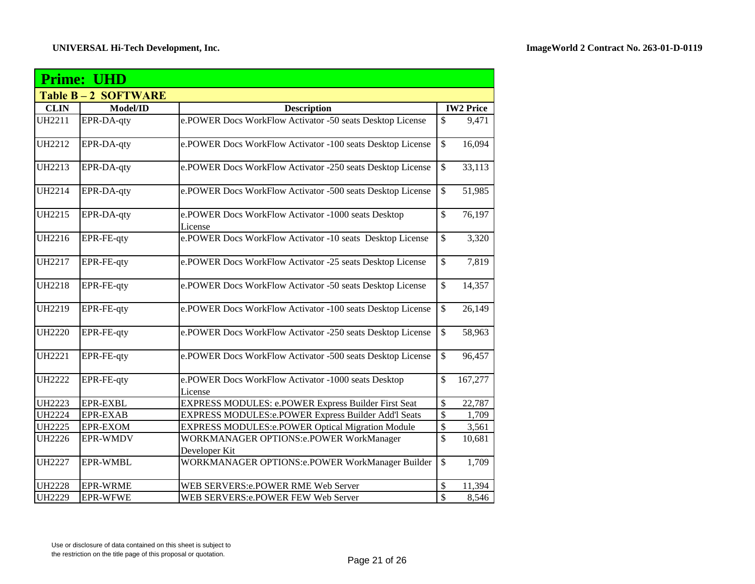UNIVERSAL Hi-Tech Development, Inc.

ImageWorld 2 Contract No. 263-01-D-0119

## Prime: UHD

### Table B – 2 SOFTWARE

| CLIN | Model/ID | Description | IW2 Price |
|---|---|---|---|
| UH2211 | EPR-DA-qty | e.POWER Docs WorkFlow Activator -50 seats Desktop License | $ 9,471 |
| UH2212 | EPR-DA-qty | e.POWER Docs WorkFlow Activator -100 seats Desktop License | $ 16,094 |
| UH2213 | EPR-DA-qty | e.POWER Docs WorkFlow Activator -250 seats Desktop License | $ 33,113 |
| UH2214 | EPR-DA-qty | e.POWER Docs WorkFlow Activator -500 seats Desktop License | $ 51,985 |
| UH2215 | EPR-DA-qty | e.POWER Docs WorkFlow Activator -1000 seats Desktop License | $ 76,197 |
| UH2216 | EPR-FE-qty | e.POWER Docs WorkFlow Activator -10 seats Desktop License | $ 3,320 |
| UH2217 | EPR-FE-qty | e.POWER Docs WorkFlow Activator -25 seats Desktop License | $ 7,819 |
| UH2218 | EPR-FE-qty | e.POWER Docs WorkFlow Activator -50 seats Desktop License | $ 14,357 |
| UH2219 | EPR-FE-qty | e.POWER Docs WorkFlow Activator -100 seats Desktop License | $ 26,149 |
| UH2220 | EPR-FE-qty | e.POWER Docs WorkFlow Activator -250 seats Desktop License | $ 58,963 |
| UH2221 | EPR-FE-qty | e.POWER Docs WorkFlow Activator -500 seats Desktop License | $ 96,457 |
| UH2222 | EPR-FE-qty | e.POWER Docs WorkFlow Activator -1000 seats Desktop License | $ 167,277 |
| UH2223 | EPR-EXBL | EXPRESS MODULES: e.POWER Express Builder First Seat | $ 22,787 |
| UH2224 | EPR-EXAB | EXPRESS MODULES:e.POWER Express Builder Add'l Seats | $ 1,709 |
| UH2225 | EPR-EXOM | EXPRESS MODULES:e.POWER Optical Migration Module | $ 3,561 |
| UH2226 | EPR-WMDV | WORKMANAGER OPTIONS:e.POWER WorkManager Developer Kit | $ 10,681 |
| UH2227 | EPR-WMBL | WORKMANAGER OPTIONS:e.POWER WorkManager Builder | $ 1,709 |
| UH2228 | EPR-WRME | WEB SERVERS:e.POWER RME Web Server | $ 11,394 |
| UH2229 | EPR-WFWE | WEB SERVERS:e.POWER FEW Web Server | $ 8,546 |

Use or disclosure of data contained on this sheet is subject to the restriction on the title page of this proposal or quotation.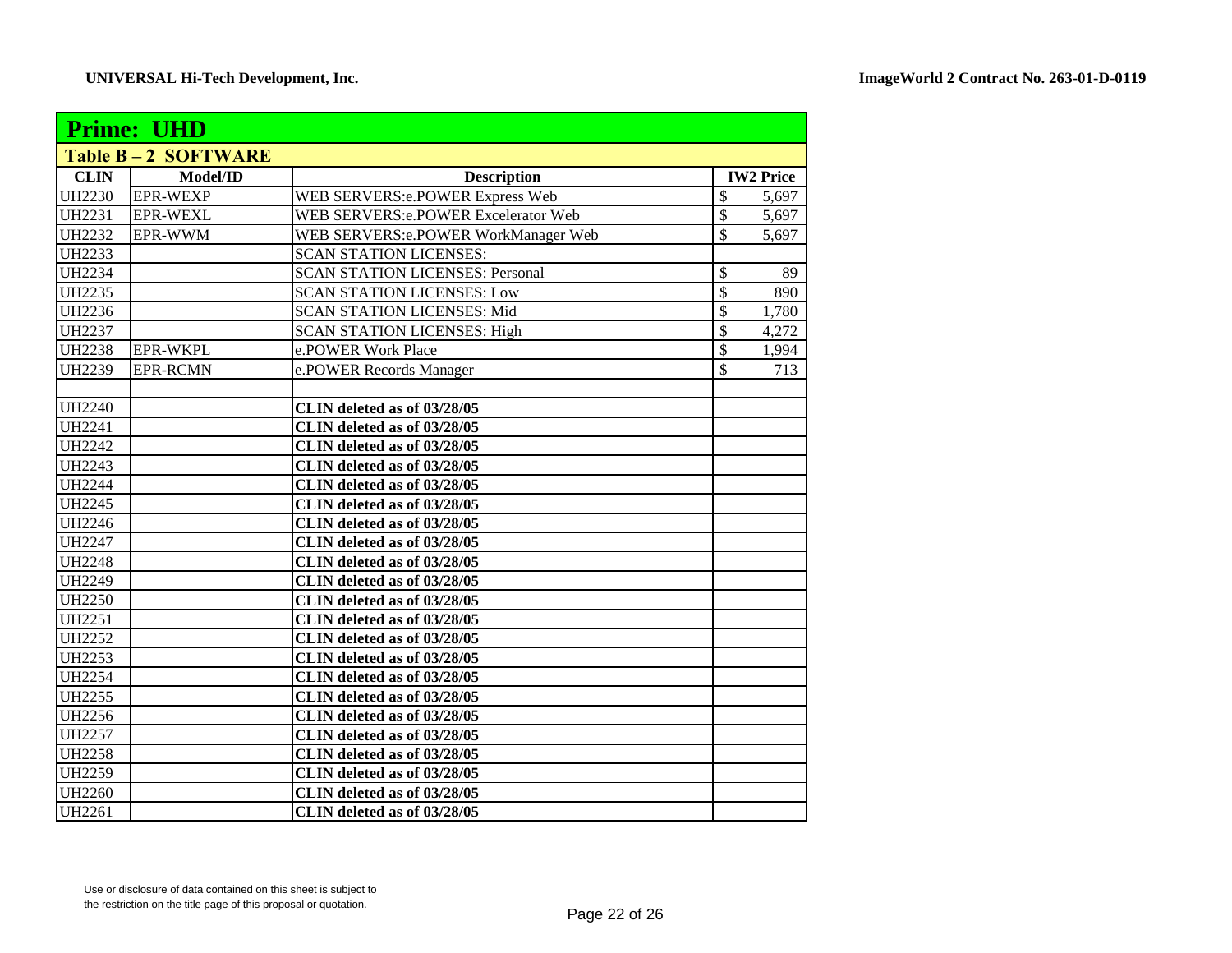UNIVERSAL Hi-Tech Development, Inc.

ImageWorld 2 Contract No. 263-01-D-0119

| **Prime: UHD** | | | |
|---|---|---|---|
| **Table B – 2 SOFTWARE** | | | |
| **CLIN** | **Model/ID** | **Description** | **IW2 Price** |
| UH2230 | EPR-WEXP | WEB SERVERS:e.POWER Express Web | $ 5,697 |
| UH2231 | EPR-WEXL | WEB SERVERS:e.POWER Excelerator Web | $ 5,697 |
| UH2232 | EPR-WWM | WEB SERVERS:e.POWER WorkManager Web | $ 5,697 |
| UH2233 | | SCAN STATION LICENSES: | |
| UH2234 | | SCAN STATION LICENSES: Personal | $ 89 |
| UH2235 | | SCAN STATION LICENSES: Low | $ 890 |
| UH2236 | | SCAN STATION LICENSES: Mid | $ 1,780 |
| UH2237 | | SCAN STATION LICENSES: High | $ 4,272 |
| UH2238 | EPR-WKPL | e.POWER Work Place | $ 1,994 |
| UH2239 | EPR-RCMN | e.POWER Records Manager | $ 713 |
| | | | |
| UH2240 | | **CLIN deleted as of 03/28/05** | |
| UH2241 | | **CLIN deleted as of 03/28/05** | |
| UH2242 | | **CLIN deleted as of 03/28/05** | |
| UH2243 | | **CLIN deleted as of 03/28/05** | |
| UH2244 | | **CLIN deleted as of 03/28/05** | |
| UH2245 | | **CLIN deleted as of 03/28/05** | |
| UH2246 | | **CLIN deleted as of 03/28/05** | |
| UH2247 | | **CLIN deleted as of 03/28/05** | |
| UH2248 | | **CLIN deleted as of 03/28/05** | |
| UH2249 | | **CLIN deleted as of 03/28/05** | |
| UH2250 | | **CLIN deleted as of 03/28/05** | |
| UH2251 | | **CLIN deleted as of 03/28/05** | |
| UH2252 | | **CLIN deleted as of 03/28/05** | |
| UH2253 | | **CLIN deleted as of 03/28/05** | |
| UH2254 | | **CLIN deleted as of 03/28/05** | |
| UH2255 | | **CLIN deleted as of 03/28/05** | |
| UH2256 | | **CLIN deleted as of 03/28/05** | |
| UH2257 | | **CLIN deleted as of 03/28/05** | |
| UH2258 | | **CLIN deleted as of 03/28/05** | |
| UH2259 | | **CLIN deleted as of 03/28/05** | |
| UH2260 | | **CLIN deleted as of 03/28/05** | |
| UH2261 | | **CLIN deleted as of 03/28/05** | |

Use or disclosure of data contained on this sheet is subject to the restriction on the title page of this proposal or quotation.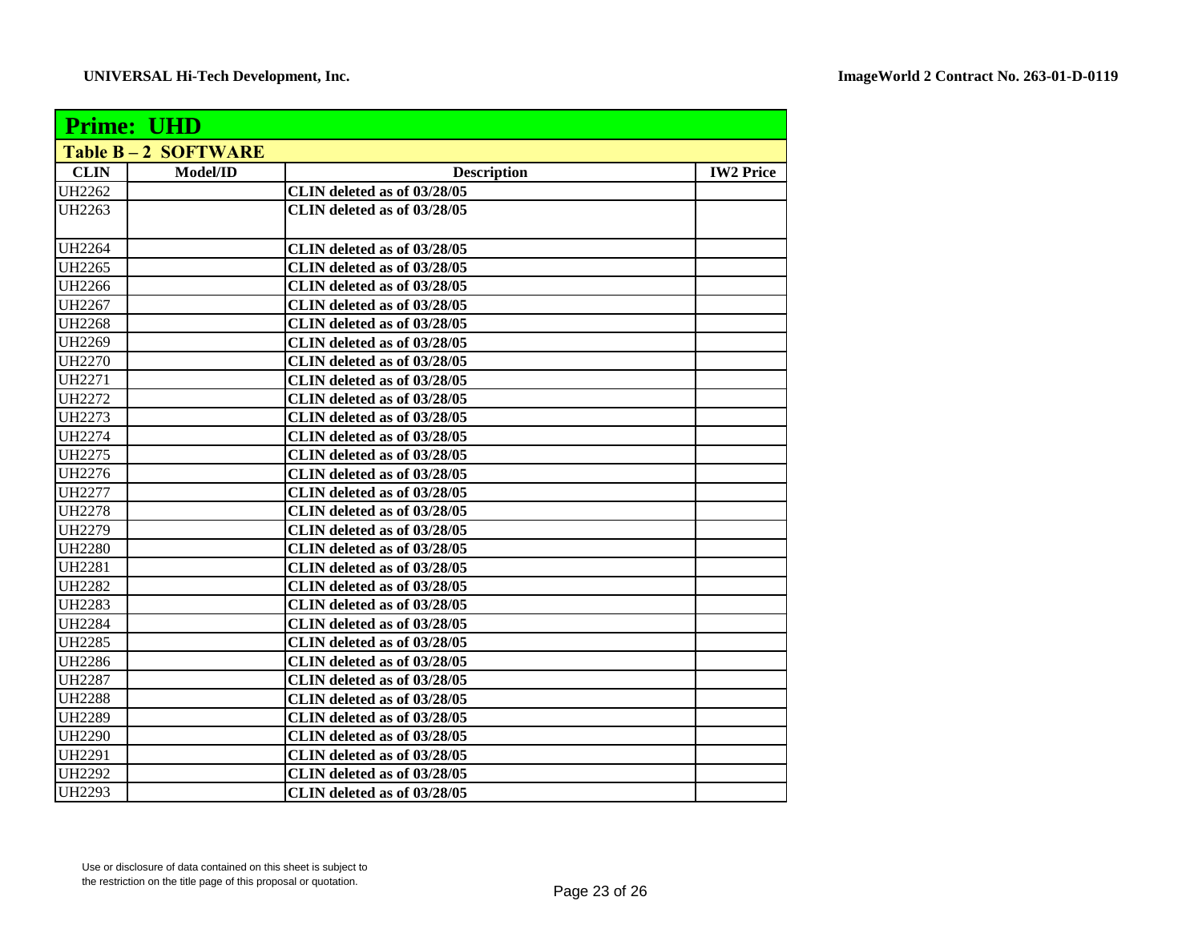| **Prime: UHD** | | | |
|---|---|---|---|
| **Table B – 2 SOFTWARE** | | | |
| **CLIN** | **Model/ID** | **Description** | **IW2 Price** |
| UH2262 | | **CLIN deleted as of 03/28/05** | |
| UH2263 | | **CLIN deleted as of 03/28/05** | |
| UH2264 | | **CLIN deleted as of 03/28/05** | |
| UH2265 | | **CLIN deleted as of 03/28/05** | |
| UH2266 | | **CLIN deleted as of 03/28/05** | |
| UH2267 | | **CLIN deleted as of 03/28/05** | |
| UH2268 | | **CLIN deleted as of 03/28/05** | |
| UH2269 | | **CLIN deleted as of 03/28/05** | |
| UH2270 | | **CLIN deleted as of 03/28/05** | |
| UH2271 | | **CLIN deleted as of 03/28/05** | |
| UH2272 | | **CLIN deleted as of 03/28/05** | |
| UH2273 | | **CLIN deleted as of 03/28/05** | |
| UH2274 | | **CLIN deleted as of 03/28/05** | |
| UH2275 | | **CLIN deleted as of 03/28/05** | |
| UH2276 | | **CLIN deleted as of 03/28/05** | |
| UH2277 | | **CLIN deleted as of 03/28/05** | |
| UH2278 | | **CLIN deleted as of 03/28/05** | |
| UH2279 | | **CLIN deleted as of 03/28/05** | |
| UH2280 | | **CLIN deleted as of 03/28/05** | |
| UH2281 | | **CLIN deleted as of 03/28/05** | |
| UH2282 | | **CLIN deleted as of 03/28/05** | |
| UH2283 | | **CLIN deleted as of 03/28/05** | |
| UH2284 | | **CLIN deleted as of 03/28/05** | |
| UH2285 | | **CLIN deleted as of 03/28/05** | |
| UH2286 | | **CLIN deleted as of 03/28/05** | |
| UH2287 | | **CLIN deleted as of 03/28/05** | |
| UH2288 | | **CLIN deleted as of 03/28/05** | |
| UH2289 | | **CLIN deleted as of 03/28/05** | |
| UH2290 | | **CLIN deleted as of 03/28/05** | |
| UH2291 | | **CLIN deleted as of 03/28/05** | |
| UH2292 | | **CLIN deleted as of 03/28/05** | |
| UH2293 | | **CLIN deleted as of 03/28/05** | |

Use or disclosure of data contained on this sheet is subject to the restriction on the title page of this proposal or quotation.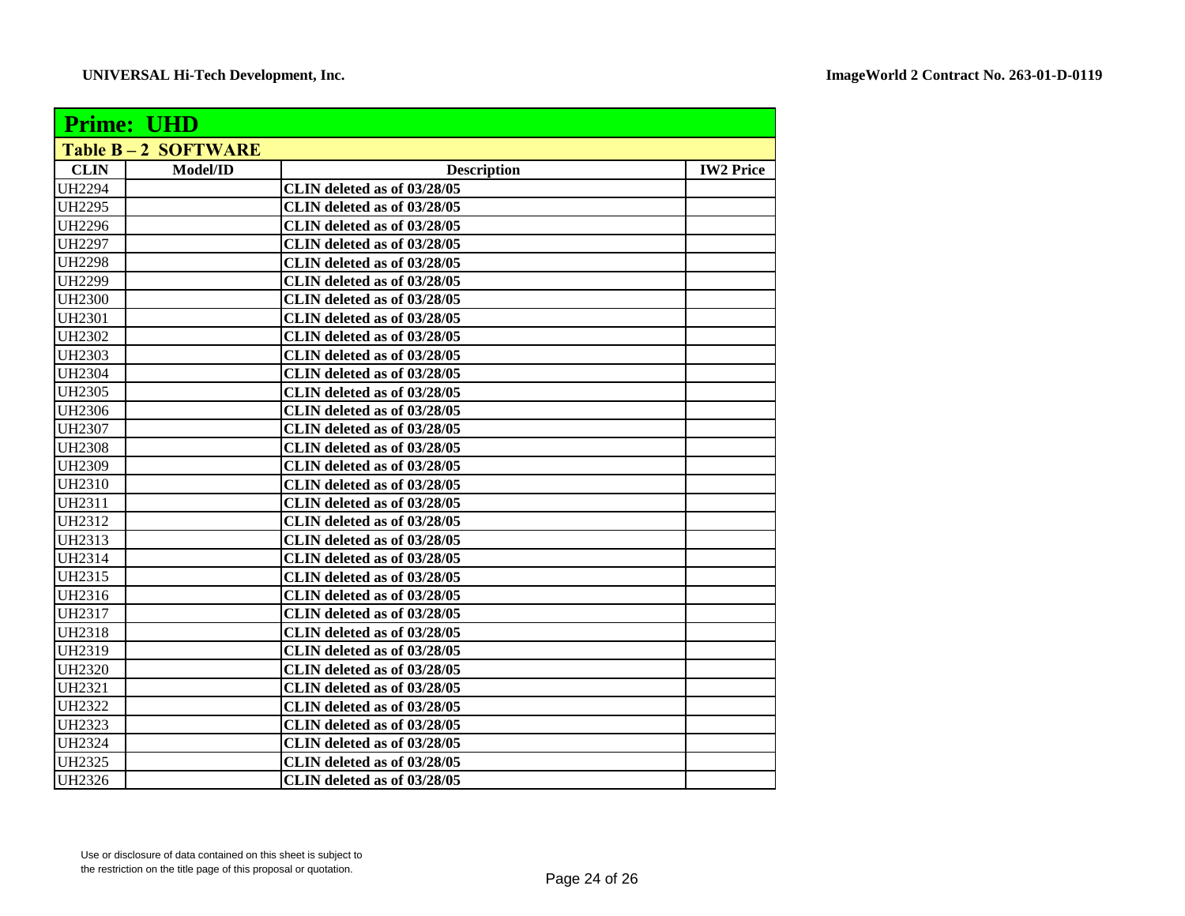| Prime: UHD | | | |
|---|---|---|---|
| **Table B – 2 SOFTWARE** | | | |
| **CLIN** | **Model/ID** | **Description** | **IW2 Price** |
| UH2294 | | **CLIN deleted as of 03/28/05** | |
| UH2295 | | **CLIN deleted as of 03/28/05** | |
| UH2296 | | **CLIN deleted as of 03/28/05** | |
| UH2297 | | **CLIN deleted as of 03/28/05** | |
| UH2298 | | **CLIN deleted as of 03/28/05** | |
| UH2299 | | **CLIN deleted as of 03/28/05** | |
| UH2300 | | **CLIN deleted as of 03/28/05** | |
| UH2301 | | **CLIN deleted as of 03/28/05** | |
| UH2302 | | **CLIN deleted as of 03/28/05** | |
| UH2303 | | **CLIN deleted as of 03/28/05** | |
| UH2304 | | **CLIN deleted as of 03/28/05** | |
| UH2305 | | **CLIN deleted as of 03/28/05** | |
| UH2306 | | **CLIN deleted as of 03/28/05** | |
| UH2307 | | **CLIN deleted as of 03/28/05** | |
| UH2308 | | **CLIN deleted as of 03/28/05** | |
| UH2309 | | **CLIN deleted as of 03/28/05** | |
| UH2310 | | **CLIN deleted as of 03/28/05** | |
| UH2311 | | **CLIN deleted as of 03/28/05** | |
| UH2312 | | **CLIN deleted as of 03/28/05** | |
| UH2313 | | **CLIN deleted as of 03/28/05** | |
| UH2314 | | **CLIN deleted as of 03/28/05** | |
| UH2315 | | **CLIN deleted as of 03/28/05** | |
| UH2316 | | **CLIN deleted as of 03/28/05** | |
| UH2317 | | **CLIN deleted as of 03/28/05** | |
| UH2318 | | **CLIN deleted as of 03/28/05** | |
| UH2319 | | **CLIN deleted as of 03/28/05** | |
| UH2320 | | **CLIN deleted as of 03/28/05** | |
| UH2321 | | **CLIN deleted as of 03/28/05** | |
| UH2322 | | **CLIN deleted as of 03/28/05** | |
| UH2323 | | **CLIN deleted as of 03/28/05** | |
| UH2324 | | **CLIN deleted as of 03/28/05** | |
| UH2325 | | **CLIN deleted as of 03/28/05** | |
| UH2326 | | **CLIN deleted as of 03/28/05** | |

Use or disclosure of data contained on this sheet is subject to the restriction on the title page of this proposal or quotation.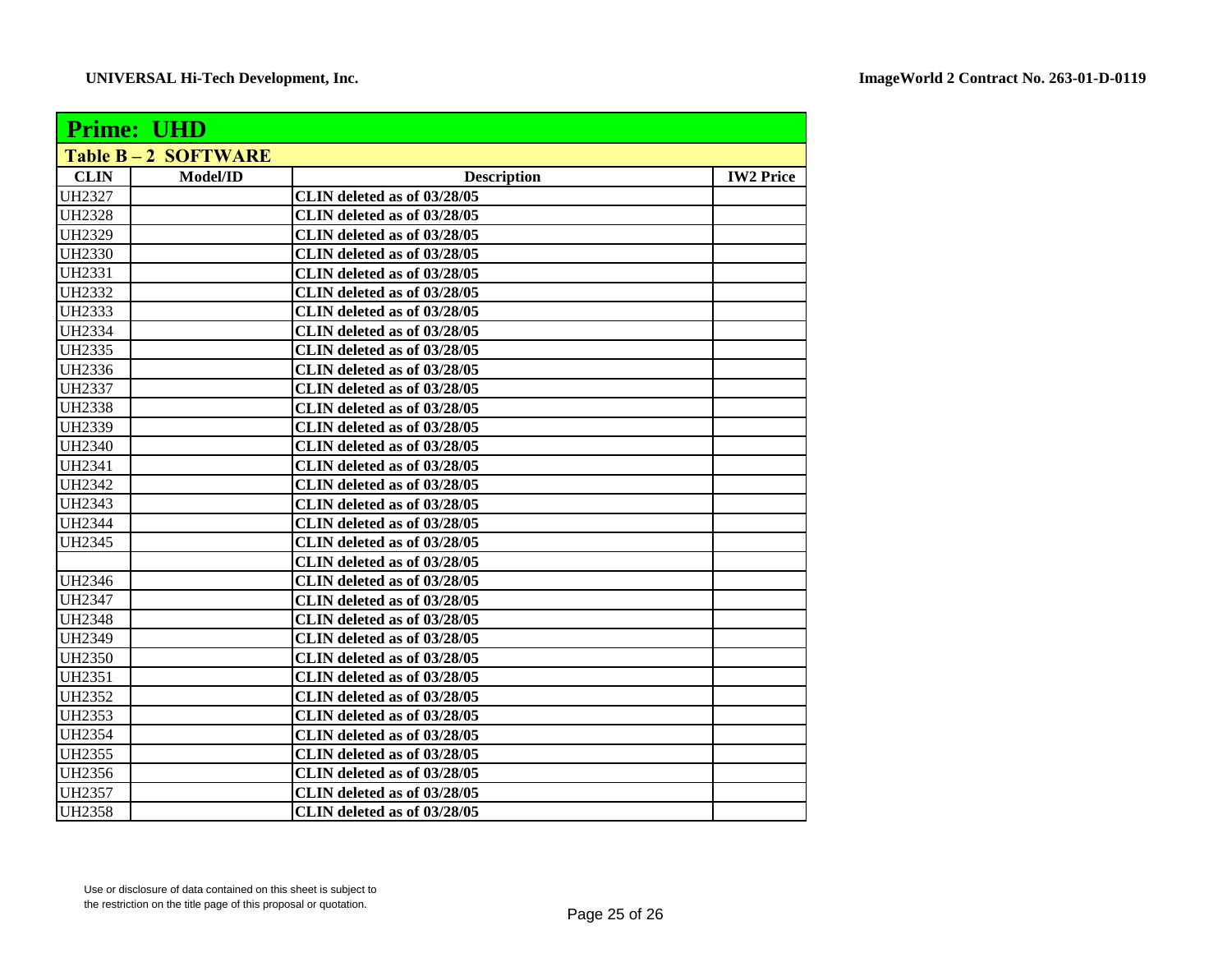UNIVERSAL Hi-Tech Development, Inc. ImageWorld 2 Contract No. 263-01-D-0119

| **Prime: UHD** | | | |
|---|---|---|---|
| **Table B – 2 SOFTWARE** | | | |
| **CLIN** | **Model/ID** | **Description** | **IW2 Price** |
| UH2327 | | **CLIN deleted as of 03/28/05** | |
| UH2328 | | **CLIN deleted as of 03/28/05** | |
| UH2329 | | **CLIN deleted as of 03/28/05** | |
| UH2330 | | **CLIN deleted as of 03/28/05** | |
| UH2331 | | **CLIN deleted as of 03/28/05** | |
| UH2332 | | **CLIN deleted as of 03/28/05** | |
| UH2333 | | **CLIN deleted as of 03/28/05** | |
| UH2334 | | **CLIN deleted as of 03/28/05** | |
| UH2335 | | **CLIN deleted as of 03/28/05** | |
| UH2336 | | **CLIN deleted as of 03/28/05** | |
| UH2337 | | **CLIN deleted as of 03/28/05** | |
| UH2338 | | **CLIN deleted as of 03/28/05** | |
| UH2339 | | **CLIN deleted as of 03/28/05** | |
| UH2340 | | **CLIN deleted as of 03/28/05** | |
| UH2341 | | **CLIN deleted as of 03/28/05** | |
| UH2342 | | **CLIN deleted as of 03/28/05** | |
| UH2343 | | **CLIN deleted as of 03/28/05** | |
| UH2344 | | **CLIN deleted as of 03/28/05** | |
| UH2345 | | **CLIN deleted as of 03/28/05** | |
| | | **CLIN deleted as of 03/28/05** | |
| UH2346 | | **CLIN deleted as of 03/28/05** | |
| UH2347 | | **CLIN deleted as of 03/28/05** | |
| UH2348 | | **CLIN deleted as of 03/28/05** | |
| UH2349 | | **CLIN deleted as of 03/28/05** | |
| UH2350 | | **CLIN deleted as of 03/28/05** | |
| UH2351 | | **CLIN deleted as of 03/28/05** | |
| UH2352 | | **CLIN deleted as of 03/28/05** | |
| UH2353 | | **CLIN deleted as of 03/28/05** | |
| UH2354 | | **CLIN deleted as of 03/28/05** | |
| UH2355 | | **CLIN deleted as of 03/28/05** | |
| UH2356 | | **CLIN deleted as of 03/28/05** | |
| UH2357 | | **CLIN deleted as of 03/28/05** | |
| UH2358 | | **CLIN deleted as of 03/28/05** | |

Use or disclosure of data contained on this sheet is subject to the restriction on the title page of this proposal or quotation.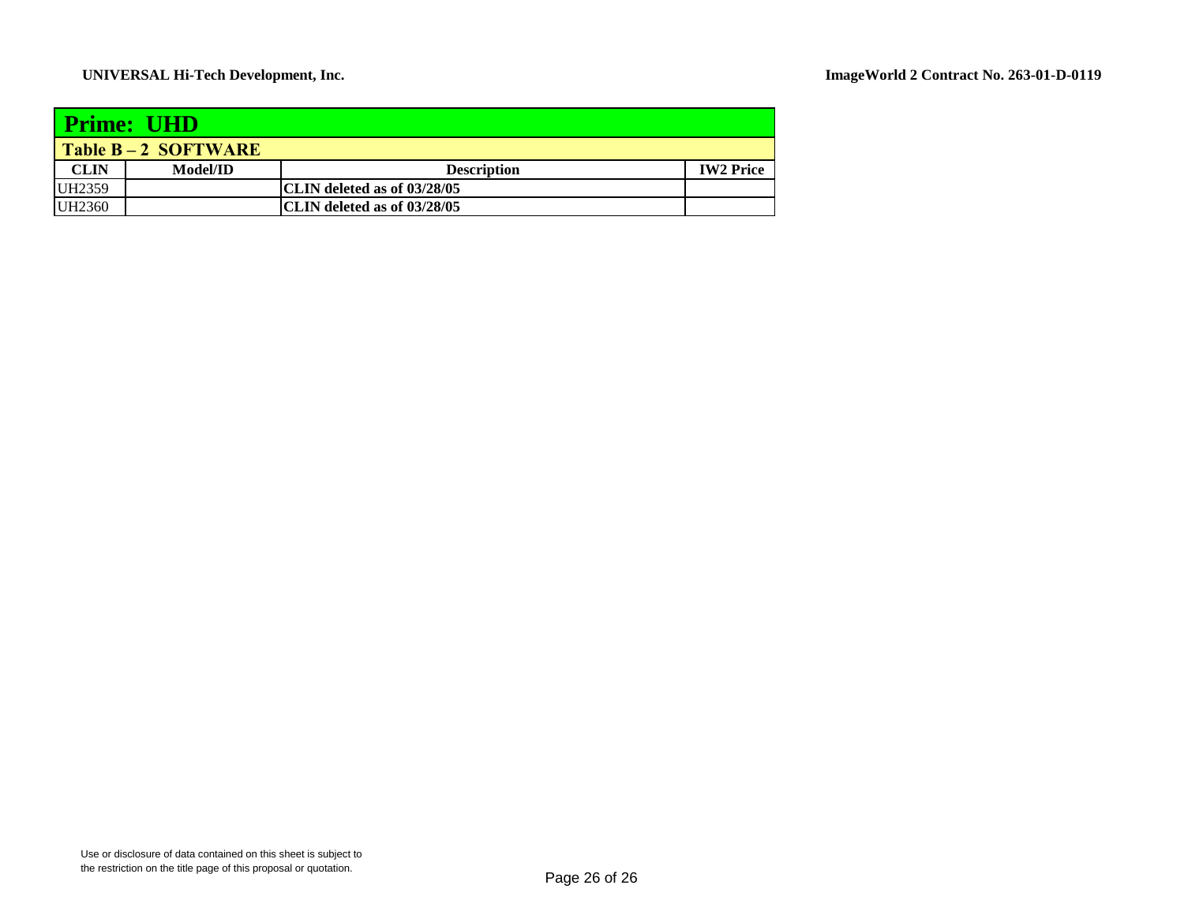## Prime: UHD

### Table B – 2 SOFTWARE

| CLIN | Model/ID | Description | IW2 Price |
|---|---|---|---|
| UH2359 | | **CLIN deleted as of 03/28/05** | |
| UH2360 | | **CLIN deleted as of 03/28/05** | |

Use or disclosure of data contained on this sheet is subject to the restriction on the title page of this proposal or quotation.